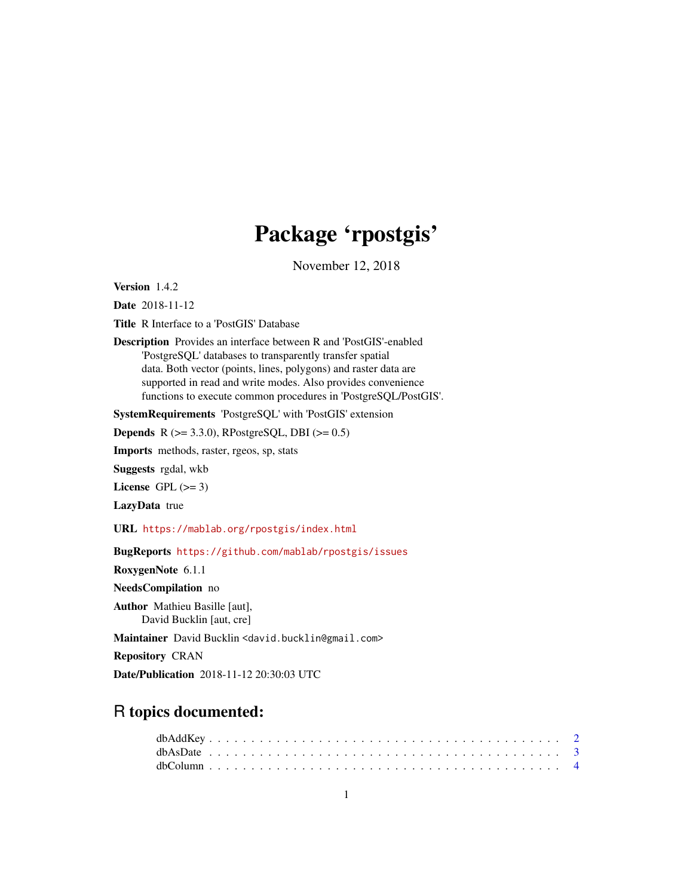# Package 'rpostgis'

November 12, 2018

**Version** 1.4.2

**Date** 2018-11-12

**Title** R Interface to a 'PostGIS' Database

**Description** Provides an interface between R and 'PostGIS'-enabled 'PostgreSQL' databases to transparently transfer spatial data. Both vector (points, lines, polygons) and raster data are supported in read and write modes. Also provides convenience functions to execute common procedures in 'PostgreSQL/PostGIS'.

**SystemRequirements** 'PostgreSQL' with 'PostGIS' extension

**Depends** R (>= 3.3.0), RPostgreSQL, DBI (>= 0.5)

**Imports** methods, raster, rgeos, sp, stats

**Suggests** rgdal, wkb

**License** GPL (>= 3)

**LazyData** true

**URL** https://mablab.org/rpostgis/index.html

**BugReports** https://github.com/mablab/rpostgis/issues

**RoxygenNote** 6.1.1

**NeedsCompilation** no

**Author** Mathieu Basille [aut], David Bucklin [aut, cre]

**Maintainer** David Bucklin <david.bucklin@gmail.com>

**Repository** CRAN

**Date/Publication** 2018-11-12 20:30:03 UTC

## R topics documented:

dbAddKey . . . . . . . . . . . . . . . . . . . . . . . . . . . . . . . . . . . . 2
dbAsDate . . . . . . . . . . . . . . . . . . . . . . . . . . . . . . . . . . . . 3
dbColumn . . . . . . . . . . . . . . . . . . . . . . . . . . . . . . . . . . . . 4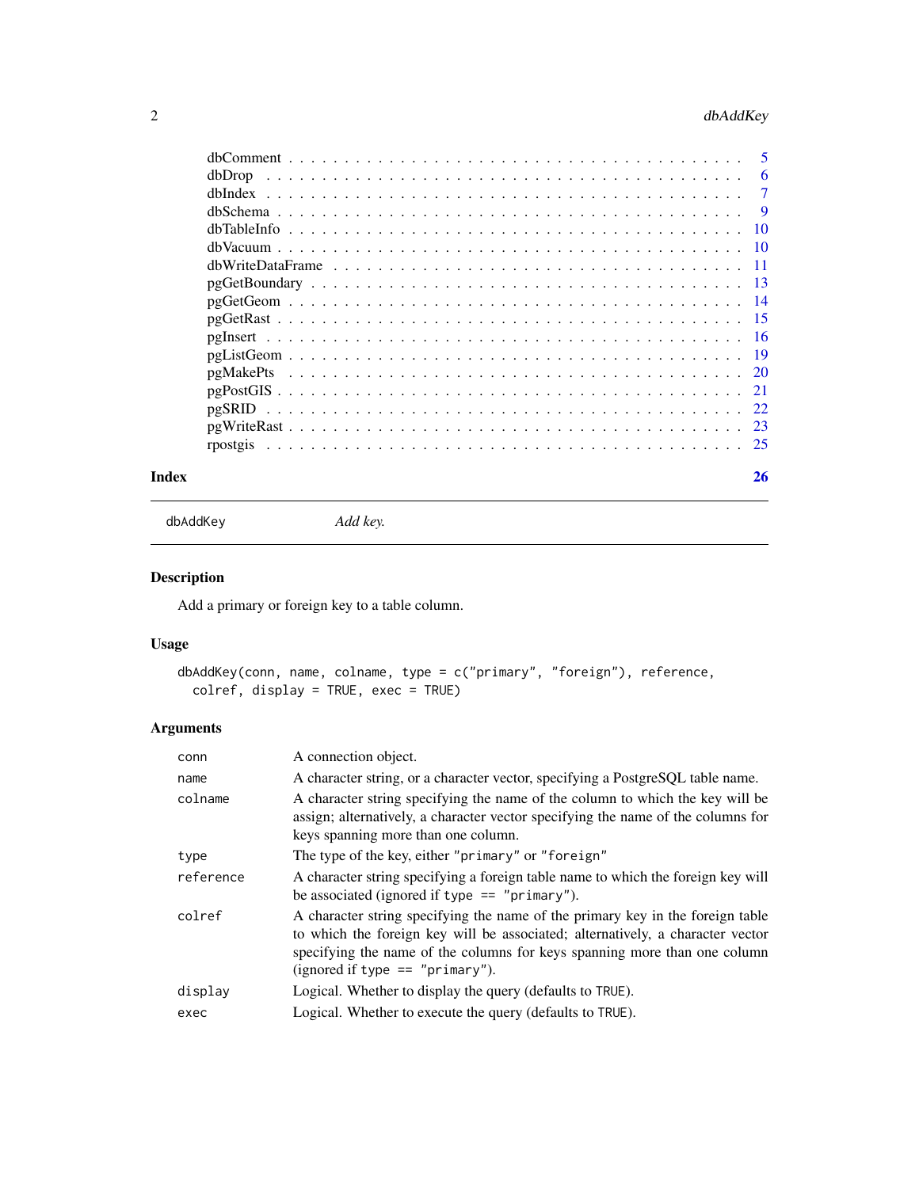dbComment . . . . . . . . . . . . . . . . . . . . . . . . . . . . . . . . . . . . . . 5
dbDrop . . . . . . . . . . . . . . . . . . . . . . . . . . . . . . . . . . . . . . . . 6
dbIndex . . . . . . . . . . . . . . . . . . . . . . . . . . . . . . . . . . . . . . . 7
dbSchema . . . . . . . . . . . . . . . . . . . . . . . . . . . . . . . . . . . . . . 9
dbTableInfo . . . . . . . . . . . . . . . . . . . . . . . . . . . . . . . . . . . . . 10
dbVacuum . . . . . . . . . . . . . . . . . . . . . . . . . . . . . . . . . . . . . . 10
dbWriteDataFrame . . . . . . . . . . . . . . . . . . . . . . . . . . . . . . . . . 11
pgGetBoundary . . . . . . . . . . . . . . . . . . . . . . . . . . . . . . . . . . . 13
pgGetGeom . . . . . . . . . . . . . . . . . . . . . . . . . . . . . . . . . . . . . 14
pgGetRast . . . . . . . . . . . . . . . . . . . . . . . . . . . . . . . . . . . . . . 15
pgInsert . . . . . . . . . . . . . . . . . . . . . . . . . . . . . . . . . . . . . . . 16
pgListGeom . . . . . . . . . . . . . . . . . . . . . . . . . . . . . . . . . . . . . 19
pgMakePts . . . . . . . . . . . . . . . . . . . . . . . . . . . . . . . . . . . . . . 20
pgPostGIS . . . . . . . . . . . . . . . . . . . . . . . . . . . . . . . . . . . . . . 21
pgSRID . . . . . . . . . . . . . . . . . . . . . . . . . . . . . . . . . . . . . . . . 22
pgWriteRast . . . . . . . . . . . . . . . . . . . . . . . . . . . . . . . . . . . . . 23
rpostgis . . . . . . . . . . . . . . . . . . . . . . . . . . . . . . . . . . . . . . . 25

**Index** **26**

---

`dbAddKey` *Add key.*

---

## Description

Add a primary or foreign key to a table column.

## Usage

```
dbAddKey(conn, name, colname, type = c("primary", "foreign"), reference,
  colref, display = TRUE, exec = TRUE)
```

## Arguments

| | |
|---|---|
| `conn` | A connection object. |
| `name` | A character string, or a character vector, specifying a PostgreSQL table name. |
| `colname` | A character string specifying the name of the column to which the key will be assign; alternatively, a character vector specifying the name of the columns for keys spanning more than one column. |
| `type` | The type of the key, either `"primary"` or `"foreign"` |
| `reference` | A character string specifying a foreign table name to which the foreign key will be associated (ignored if `type == "primary"`). |
| `colref` | A character string specifying the name of the primary key in the foreign table to which the foreign key will be associated; alternatively, a character vector specifying the name of the columns for keys spanning more than one column (ignored if `type == "primary"`). |
| `display` | Logical. Whether to display the query (defaults to `TRUE`). |
| `exec` | Logical. Whether to execute the query (defaults to `TRUE`). |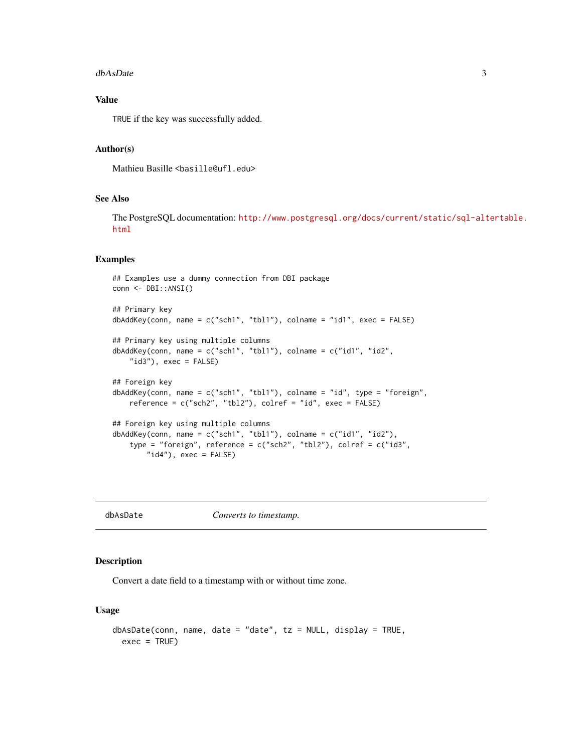### Value

TRUE if the key was successfully added.

### Author(s)

Mathieu Basille <basille@ufl.edu>

### See Also

The PostgreSQL documentation: http://www.postgresql.org/docs/current/static/sql-altertable.html

### Examples

```
## Examples use a dummy connection from DBI package
conn <- DBI::ANSI()

## Primary key
dbAddKey(conn, name = c("sch1", "tbl1"), colname = "id1", exec = FALSE)

## Primary key using multiple columns
dbAddKey(conn, name = c("sch1", "tbl1"), colname = c("id1", "id2",
    "id3"), exec = FALSE)

## Foreign key
dbAddKey(conn, name = c("sch1", "tbl1"), colname = "id", type = "foreign",
    reference = c("sch2", "tbl2"), colref = "id", exec = FALSE)

## Foreign key using multiple columns
dbAddKey(conn, name = c("sch1", "tbl1"), colname = c("id1", "id2"),
    type = "foreign", reference = c("sch2", "tbl2"), colref = c("id3",
        "id4"), exec = FALSE)
```

---

## dbAsDate — *Converts to timestamp.*

---

### Description

Convert a date field to a timestamp with or without time zone.

### Usage

```
dbAsDate(conn, name, date = "date", tz = NULL, display = TRUE,
  exec = TRUE)
```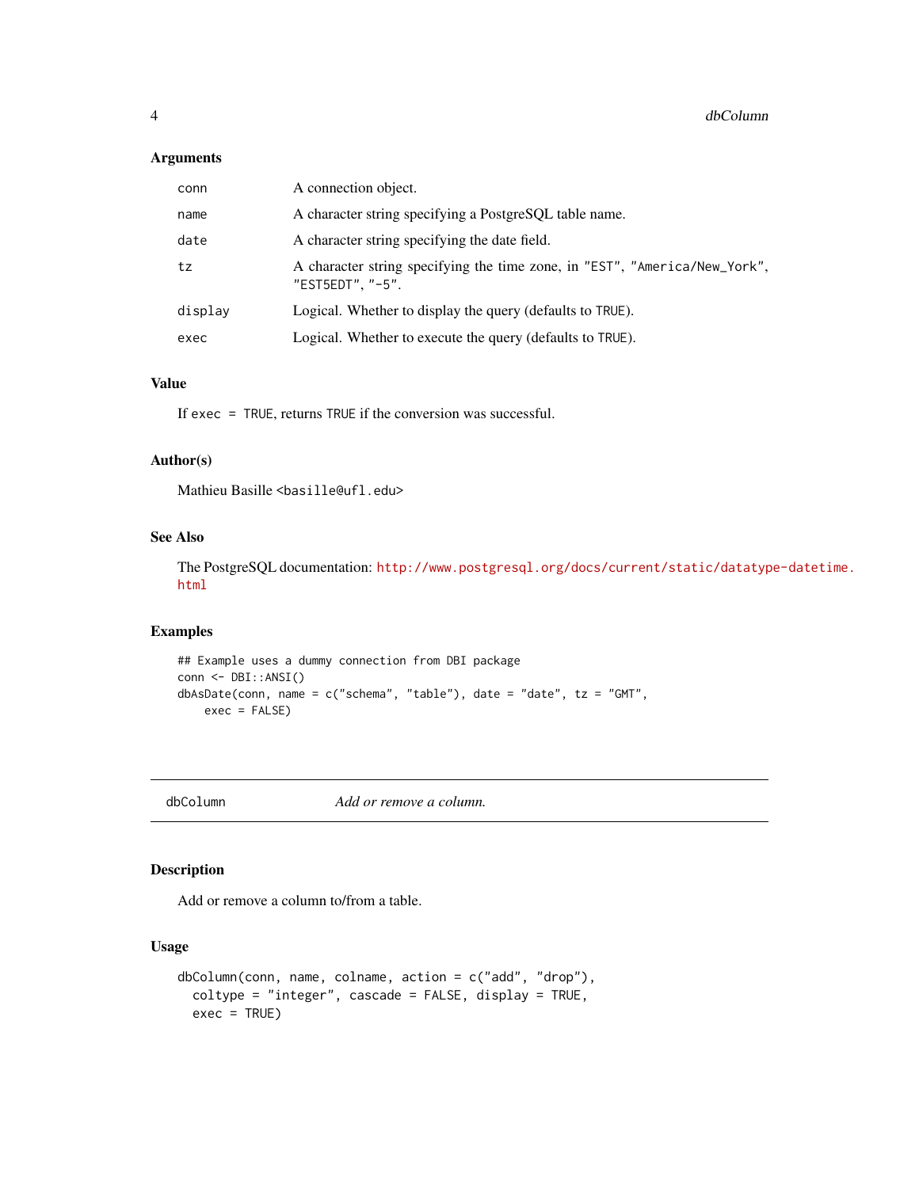### Arguments

| | |
|---|---|
| `conn` | A connection object. |
| `name` | A character string specifying a PostgreSQL table name. |
| `date` | A character string specifying the date field. |
| `tz` | A character string specifying the time zone, in `"EST"`, `"America/New_York"`, `"EST5EDT"`, `"-5"`. |
| `display` | Logical. Whether to display the query (defaults to `TRUE`). |
| `exec` | Logical. Whether to execute the query (defaults to `TRUE`). |

### Value

If `exec = TRUE`, returns `TRUE` if the conversion was successful.

### Author(s)

Mathieu Basille <basille@ufl.edu>

### See Also

The PostgreSQL documentation: http://www.postgresql.org/docs/current/static/datatype-datetime.html

### Examples

```
## Example uses a dummy connection from DBI package
conn <- DBI::ANSI()
dbAsDate(conn, name = c("schema", "table"), date = "date", tz = "GMT",
    exec = FALSE)
```

---

## dbColumn — *Add or remove a column.*

### Description

Add or remove a column to/from a table.

### Usage

```
dbColumn(conn, name, colname, action = c("add", "drop"),
  coltype = "integer", cascade = FALSE, display = TRUE,
  exec = TRUE)
```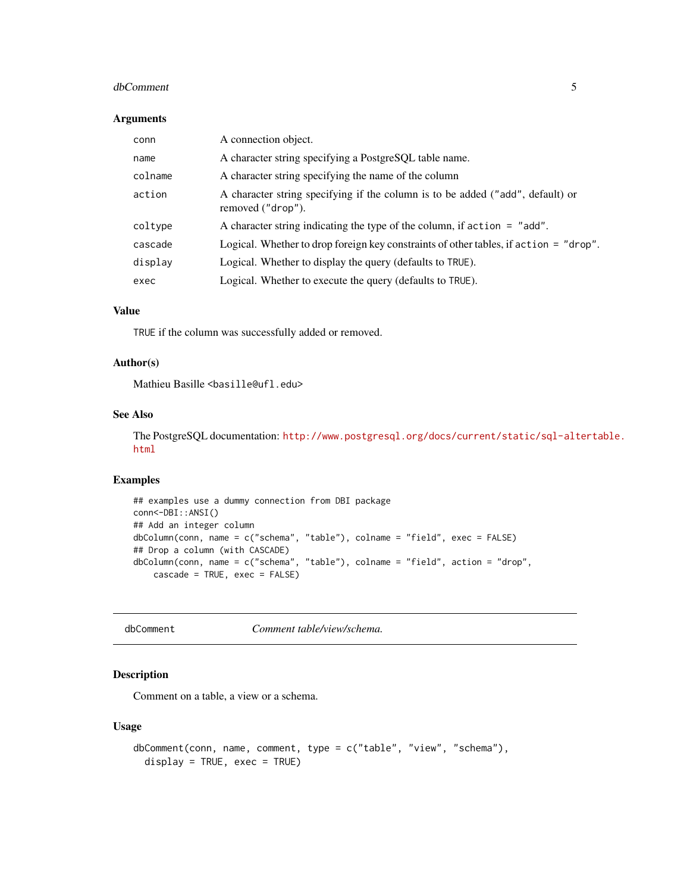### Arguments

| | |
|---|---|
| `conn` | A connection object. |
| `name` | A character string specifying a PostgreSQL table name. |
| `colname` | A character string specifying the name of the column |
| `action` | A character string specifying if the column is to be added ("add", default) or removed ("drop"). |
| `coltype` | A character string indicating the type of the column, if `action = "add"`. |
| `cascade` | Logical. Whether to drop foreign key constraints of other tables, if `action = "drop"`. |
| `display` | Logical. Whether to display the query (defaults to `TRUE`). |
| `exec` | Logical. Whether to execute the query (defaults to `TRUE`). |

### Value

`TRUE` if the column was successfully added or removed.

### Author(s)

Mathieu Basille <basille@ufl.edu>

### See Also

The PostgreSQL documentation: http://www.postgresql.org/docs/current/static/sql-altertable.html

### Examples

```
## examples use a dummy connection from DBI package
conn<-DBI::ANSI()
## Add an integer column
dbColumn(conn, name = c("schema", "table"), colname = "field", exec = FALSE)
## Drop a column (with CASCADE)
dbColumn(conn, name = c("schema", "table"), colname = "field", action = "drop",
    cascade = TRUE, exec = FALSE)
```

---

## dbComment &nbsp;&nbsp;&nbsp; *Comment table/view/schema.*

### Description

Comment on a table, a view or a schema.

### Usage

```
dbComment(conn, name, comment, type = c("table", "view", "schema"),
  display = TRUE, exec = TRUE)
```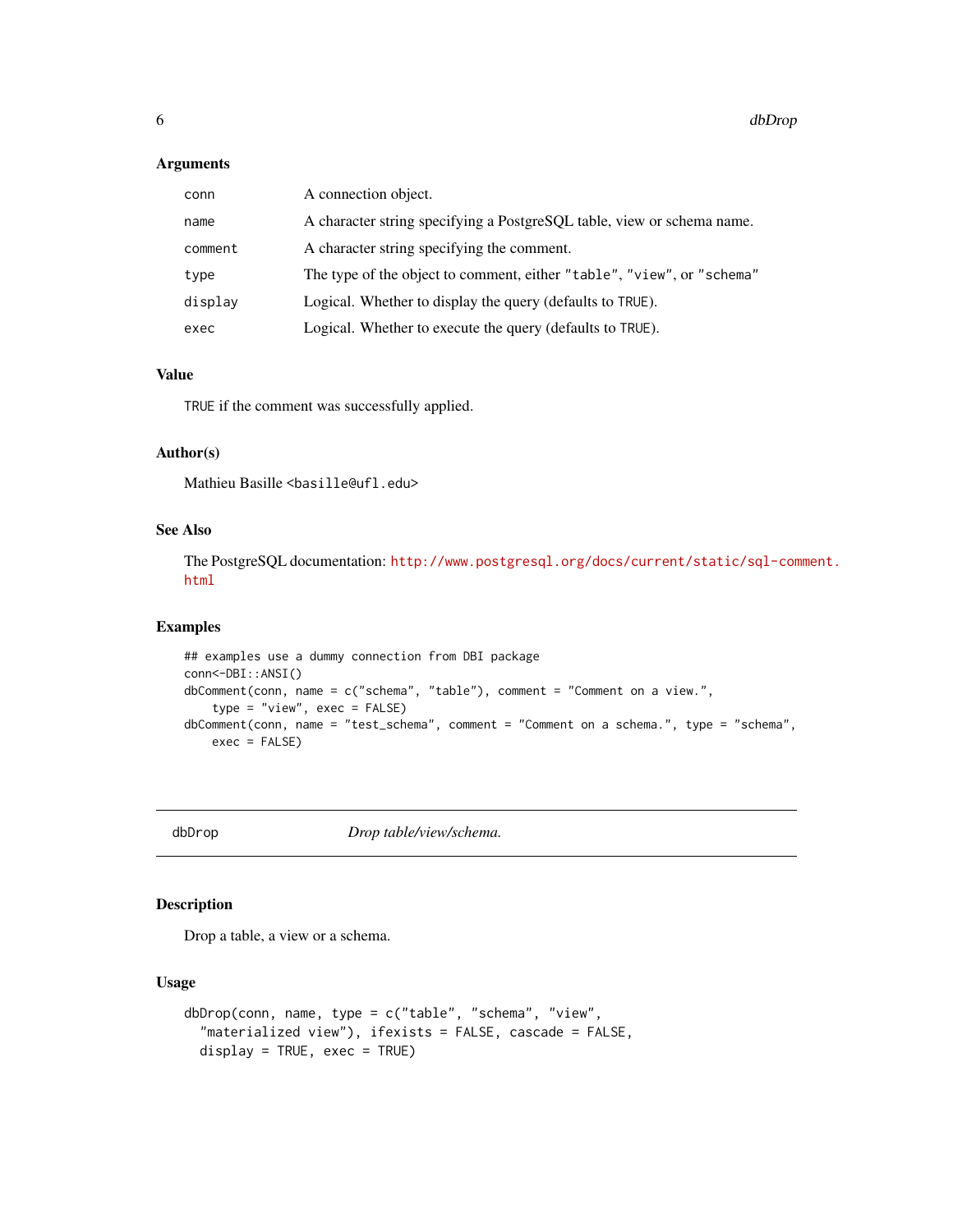### Arguments

| | |
|---|---|
| conn | A connection object. |
| name | A character string specifying a PostgreSQL table, view or schema name. |
| comment | A character string specifying the comment. |
| type | The type of the object to comment, either "table", "view", or "schema" |
| display | Logical. Whether to display the query (defaults to TRUE). |
| exec | Logical. Whether to execute the query (defaults to TRUE). |

### Value

TRUE if the comment was successfully applied.

### Author(s)

Mathieu Basille <basille@ufl.edu>

### See Also

The PostgreSQL documentation: http://www.postgresql.org/docs/current/static/sql-comment.html

### Examples

```
## examples use a dummy connection from DBI package
conn<-DBI::ANSI()
dbComment(conn, name = c("schema", "table"), comment = "Comment on a view.",
    type = "view", exec = FALSE)
dbComment(conn, name = "test_schema", comment = "Comment on a schema.", type = "schema",
    exec = FALSE)
```

---

## dbDrop *Drop table/view/schema.*

---

### Description

Drop a table, a view or a schema.

### Usage

```
dbDrop(conn, name, type = c("table", "schema", "view",
  "materialized view"), ifexists = FALSE, cascade = FALSE,
  display = TRUE, exec = TRUE)
```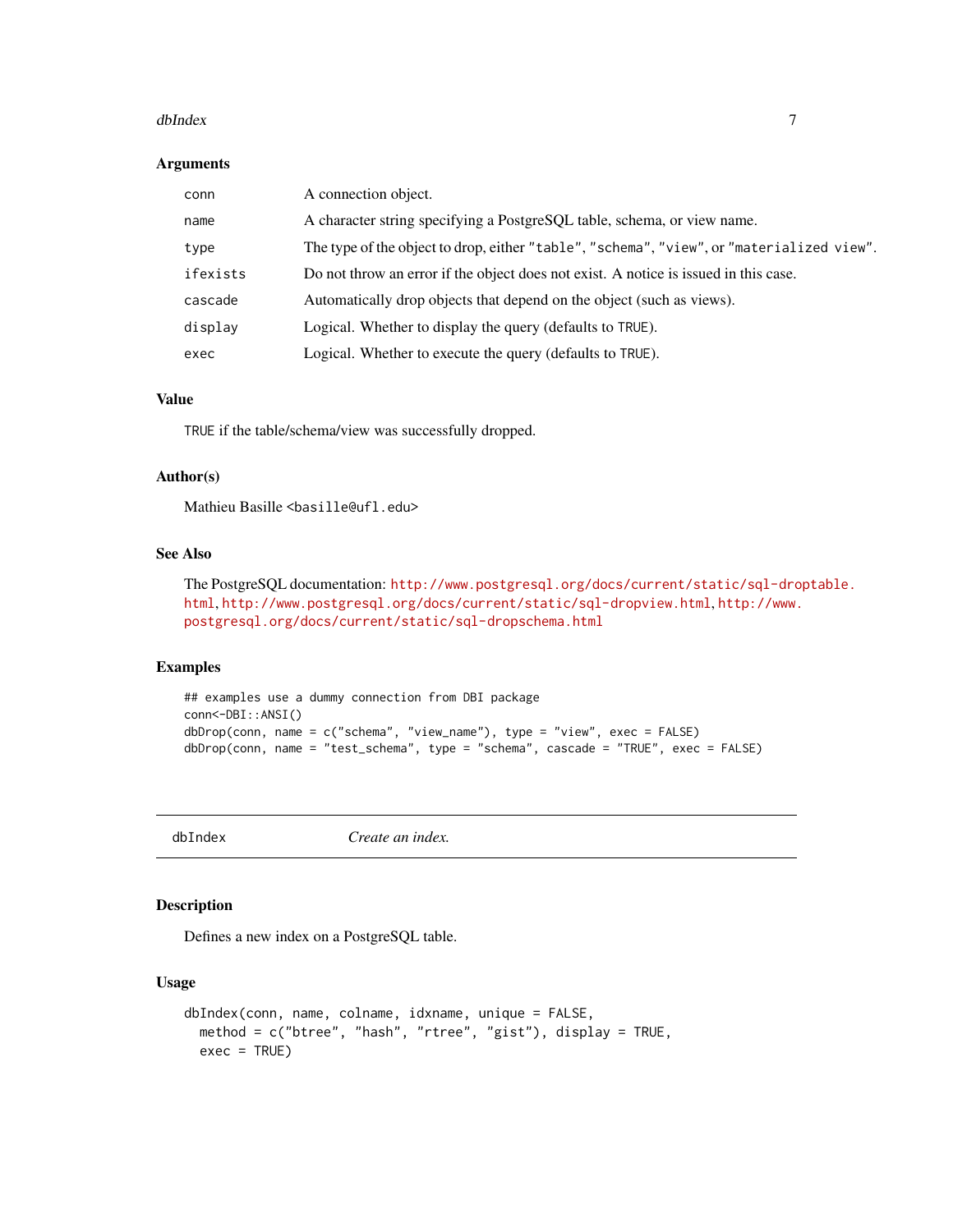### Arguments

| | |
|---|---|
| conn | A connection object. |
| name | A character string specifying a PostgreSQL table, schema, or view name. |
| type | The type of the object to drop, either "table", "schema", "view", or "materialized view". |
| ifexists | Do not throw an error if the object does not exist. A notice is issued in this case. |
| cascade | Automatically drop objects that depend on the object (such as views). |
| display | Logical. Whether to display the query (defaults to TRUE). |
| exec | Logical. Whether to execute the query (defaults to TRUE). |

### Value

TRUE if the table/schema/view was successfully dropped.

### Author(s)

Mathieu Basille <basille@ufl.edu>

### See Also

The PostgreSQL documentation: http://www.postgresql.org/docs/current/static/sql-droptable.html, http://www.postgresql.org/docs/current/static/sql-dropview.html, http://www.postgresql.org/docs/current/static/sql-dropschema.html

### Examples

```
## examples use a dummy connection from DBI package
conn<-DBI::ANSI()
dbDrop(conn, name = c("schema", "view_name"), type = "view", exec = FALSE)
dbDrop(conn, name = "test_schema", type = "schema", cascade = "TRUE", exec = FALSE)
```

---

## dbIndex — *Create an index.*

---

### Description

Defines a new index on a PostgreSQL table.

### Usage

```
dbIndex(conn, name, colname, idxname, unique = FALSE,
  method = c("btree", "hash", "rtree", "gist"), display = TRUE,
  exec = TRUE)
```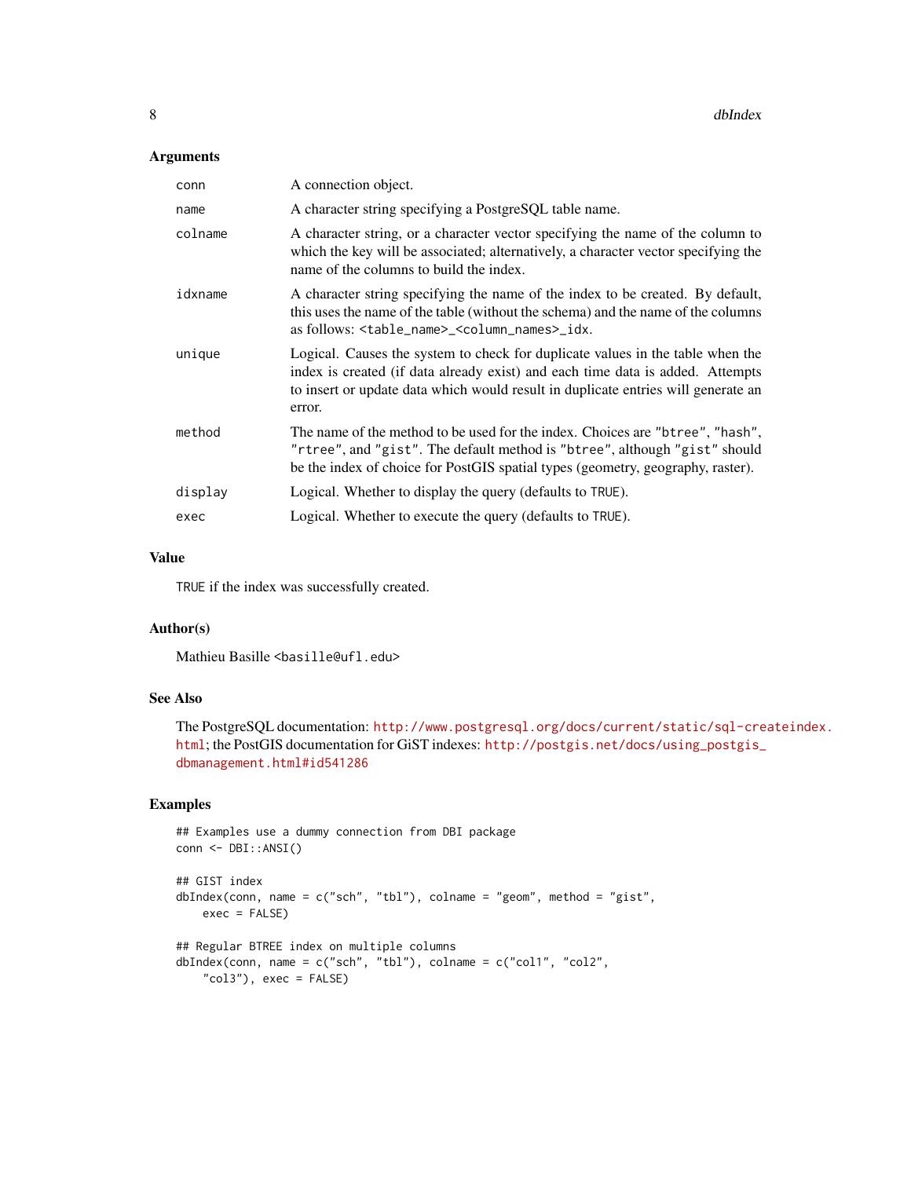## Arguments

| | |
|---|---|
| conn | A connection object. |
| name | A character string specifying a PostgreSQL table name. |
| colname | A character string, or a character vector specifying the name of the column to which the key will be associated; alternatively, a character vector specifying the name of the columns to build the index. |
| idxname | A character string specifying the name of the index to be created. By default, this uses the name of the table (without the schema) and the name of the columns as follows: `<table_name>_<column_names>_idx`. |
| unique | Logical. Causes the system to check for duplicate values in the table when the index is created (if data already exist) and each time data is added. Attempts to insert or update data which would result in duplicate entries will generate an error. |
| method | The name of the method to be used for the index. Choices are "btree", "hash", "rtree", and "gist". The default method is "btree", although "gist" should be the index of choice for PostGIS spatial types (geometry, geography, raster). |
| display | Logical. Whether to display the query (defaults to TRUE). |
| exec | Logical. Whether to execute the query (defaults to TRUE). |

## Value

TRUE if the index was successfully created.

## Author(s)

Mathieu Basille <basille@ufl.edu>

## See Also

The PostgreSQL documentation: http://www.postgresql.org/docs/current/static/sql-createindex.html; the PostGIS documentation for GiST indexes: http://postgis.net/docs/using_postgis_dbmanagement.html#id541286

## Examples

```
## Examples use a dummy connection from DBI package
conn <- DBI::ANSI()

## GIST index
dbIndex(conn, name = c("sch", "tbl"), colname = "geom", method = "gist",
    exec = FALSE)

## Regular BTREE index on multiple columns
dbIndex(conn, name = c("sch", "tbl"), colname = c("col1", "col2",
    "col3"), exec = FALSE)
```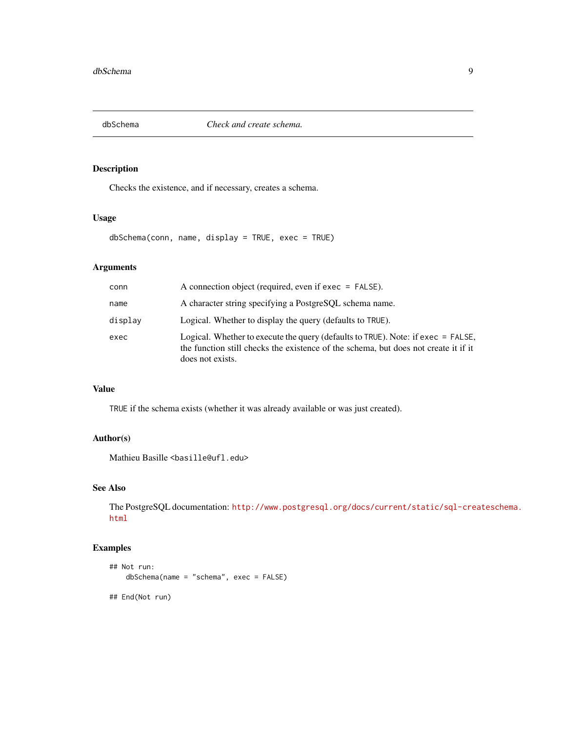# dbSchema — *Check and create schema.*

## Description

Checks the existence, and if necessary, creates a schema.

## Usage

```
dbSchema(conn, name, display = TRUE, exec = TRUE)
```

## Arguments

| | |
|---|---|
| `conn` | A connection object (required, even if `exec = FALSE`). |
| `name` | A character string specifying a PostgreSQL schema name. |
| `display` | Logical. Whether to display the query (defaults to `TRUE`). |
| `exec` | Logical. Whether to execute the query (defaults to `TRUE`). Note: if `exec = FALSE`, the function still checks the existence of the schema, but does not create it if it does not exists. |

## Value

`TRUE` if the schema exists (whether it was already available or was just created).

## Author(s)

Mathieu Basille <basille@ufl.edu>

## See Also

The PostgreSQL documentation: http://www.postgresql.org/docs/current/static/sql-createschema.html

## Examples

```
## Not run:
    dbSchema(name = "schema", exec = FALSE)

## End(Not run)
```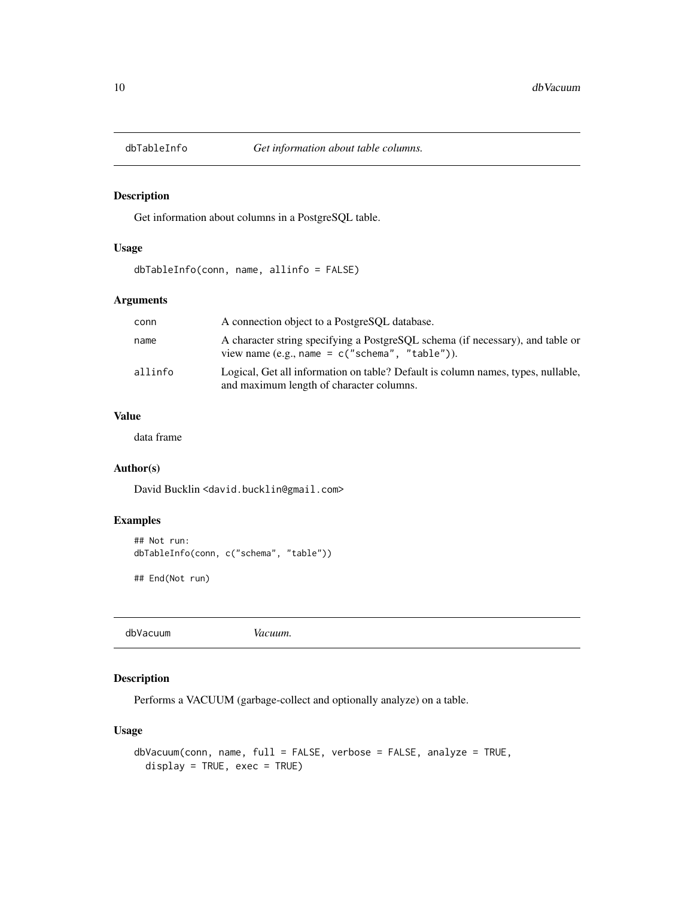## dbTableInfo *Get information about table columns.*

### Description

Get information about columns in a PostgreSQL table.

### Usage

```
dbTableInfo(conn, name, allinfo = FALSE)
```

### Arguments

| | |
|---|---|
| conn | A connection object to a PostgreSQL database. |
| name | A character string specifying a PostgreSQL schema (if necessary), and table or view name (e.g., name = c("schema", "table")). |
| allinfo | Logical, Get all information on table? Default is column names, types, nullable, and maximum length of character columns. |

### Value

data frame

### Author(s)

David Bucklin <david.bucklin@gmail.com>

### Examples

```
## Not run:
dbTableInfo(conn, c("schema", "table"))

## End(Not run)
```

## dbVacuum *Vacuum.*

### Description

Performs a VACUUM (garbage-collect and optionally analyze) on a table.

### Usage

```
dbVacuum(conn, name, full = FALSE, verbose = FALSE, analyze = TRUE,
  display = TRUE, exec = TRUE)
```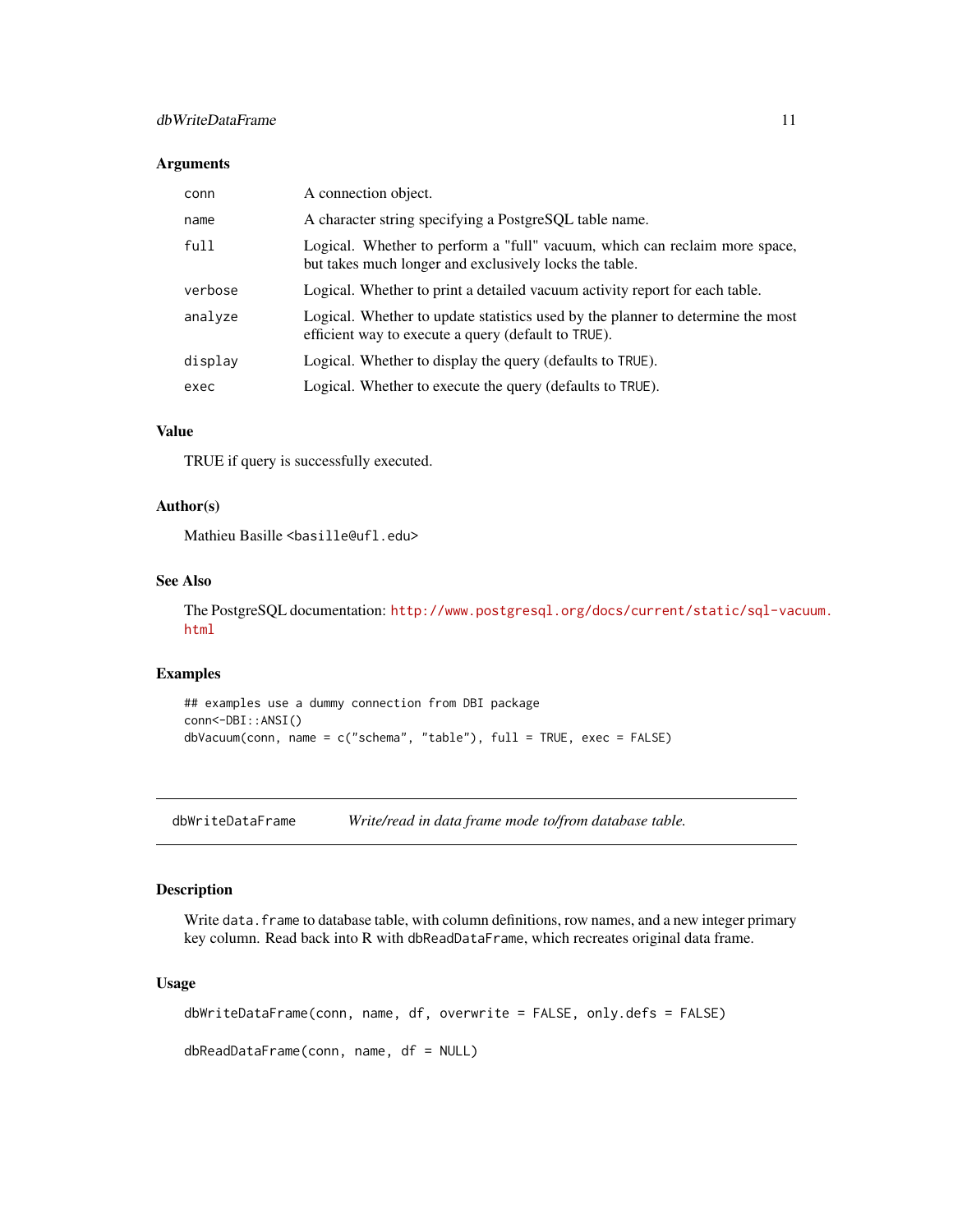### Arguments

| | |
|---|---|
| conn | A connection object. |
| name | A character string specifying a PostgreSQL table name. |
| full | Logical. Whether to perform a "full" vacuum, which can reclaim more space, but takes much longer and exclusively locks the table. |
| verbose | Logical. Whether to print a detailed vacuum activity report for each table. |
| analyze | Logical. Whether to update statistics used by the planner to determine the most efficient way to execute a query (default to TRUE). |
| display | Logical. Whether to display the query (defaults to TRUE). |
| exec | Logical. Whether to execute the query (defaults to TRUE). |

### Value

TRUE if query is successfully executed.

### Author(s)

Mathieu Basille <basille@ufl.edu>

### See Also

The PostgreSQL documentation: http://www.postgresql.org/docs/current/static/sql-vacuum.html

### Examples

```
## examples use a dummy connection from DBI package
conn<-DBI::ANSI()
dbVacuum(conn, name = c("schema", "table"), full = TRUE, exec = FALSE)
```

---

## dbWriteDataFrame *Write/read in data frame mode to/from database table.*

---

### Description

Write data.frame to database table, with column definitions, row names, and a new integer primary key column. Read back into R with dbReadDataFrame, which recreates original data frame.

### Usage

```
dbWriteDataFrame(conn, name, df, overwrite = FALSE, only.defs = FALSE)

dbReadDataFrame(conn, name, df = NULL)
```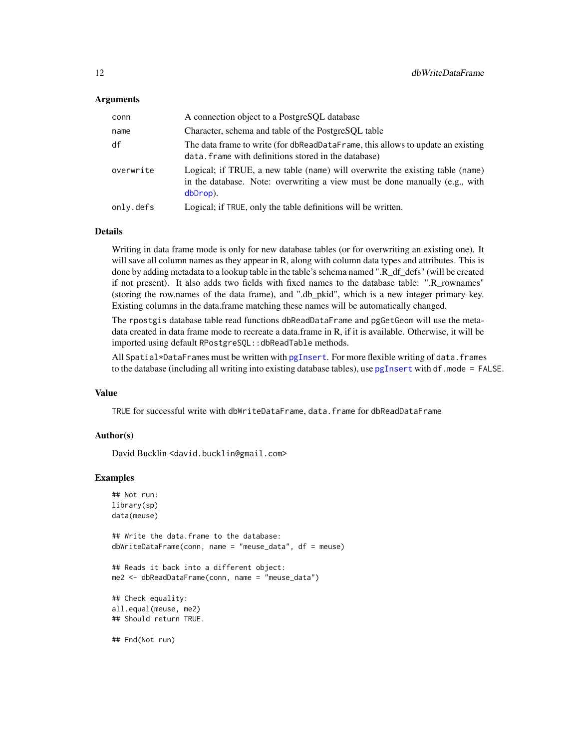## Arguments

| | |
|---|---|
| conn | A connection object to a PostgreSQL database |
| name | Character, schema and table of the PostgreSQL table |
| df | The data frame to write (for dbReadDataFrame, this allows to update an existing data.frame with definitions stored in the database) |
| overwrite | Logical; if TRUE, a new table (name) will overwrite the existing table (name) in the database. Note: overwriting a view must be done manually (e.g., with dbDrop). |
| only.defs | Logical; if TRUE, only the table definitions will be written. |

## Details

Writing in data frame mode is only for new database tables (or for overwriting an existing one). It will save all column names as they appear in R, along with column data types and attributes. This is done by adding metadata to a lookup table in the table's schema named ".R_df_defs" (will be created if not present). It also adds two fields with fixed names to the database table: ".R_rownames" (storing the row.names of the data frame), and ".db_pkid", which is a new integer primary key. Existing columns in the data.frame matching these names will be automatically changed.

The rpostgis database table read functions dbReadDataFrame and pgGetGeom will use the metadata created in data frame mode to recreate a data.frame in R, if it is available. Otherwise, it will be imported using default RPostgreSQL::dbReadTable methods.

All Spatial*DataFrames must be written with pgInsert. For more flexible writing of data.frames to the database (including all writing into existing database tables), use pgInsert with df.mode = FALSE.

## Value

TRUE for successful write with dbWriteDataFrame, data.frame for dbReadDataFrame

## Author(s)

David Bucklin <david.bucklin@gmail.com>

## Examples

```
## Not run:
library(sp)
data(meuse)

## Write the data.frame to the database:
dbWriteDataFrame(conn, name = "meuse_data", df = meuse)

## Reads it back into a different object:
me2 <- dbReadDataFrame(conn, name = "meuse_data")

## Check equality:
all.equal(meuse, me2)
## Should return TRUE.

## End(Not run)
```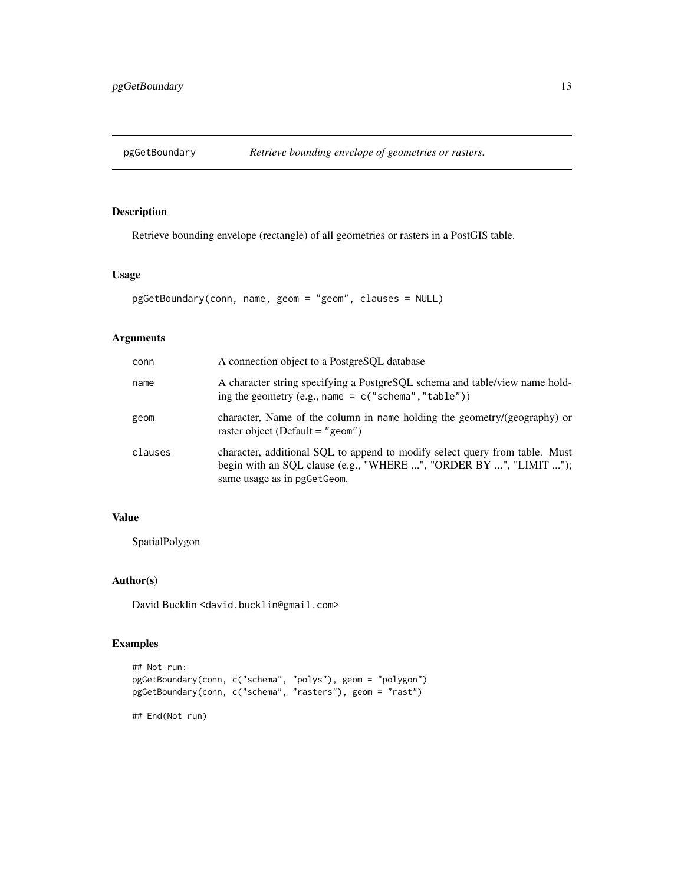# pgGetBoundary — *Retrieve bounding envelope of geometries or rasters.*

## Description

Retrieve bounding envelope (rectangle) of all geometries or rasters in a PostGIS table.

## Usage

```
pgGetBoundary(conn, name, geom = "geom", clauses = NULL)
```

## Arguments

| | |
|---|---|
| conn | A connection object to a PostgreSQL database |
| name | A character string specifying a PostgreSQL schema and table/view name holding the geometry (e.g., name = c("schema","table")) |
| geom | character, Name of the column in name holding the geometry/(geography) or raster object (Default = "geom") |
| clauses | character, additional SQL to append to modify select query from table. Must begin with an SQL clause (e.g., "WHERE ...", "ORDER BY ...", "LIMIT ..."); same usage as in pgGetGeom. |

## Value

SpatialPolygon

## Author(s)

David Bucklin <david.bucklin@gmail.com>

## Examples

```
## Not run:
pgGetBoundary(conn, c("schema", "polys"), geom = "polygon")
pgGetBoundary(conn, c("schema", "rasters"), geom = "rast")

## End(Not run)
```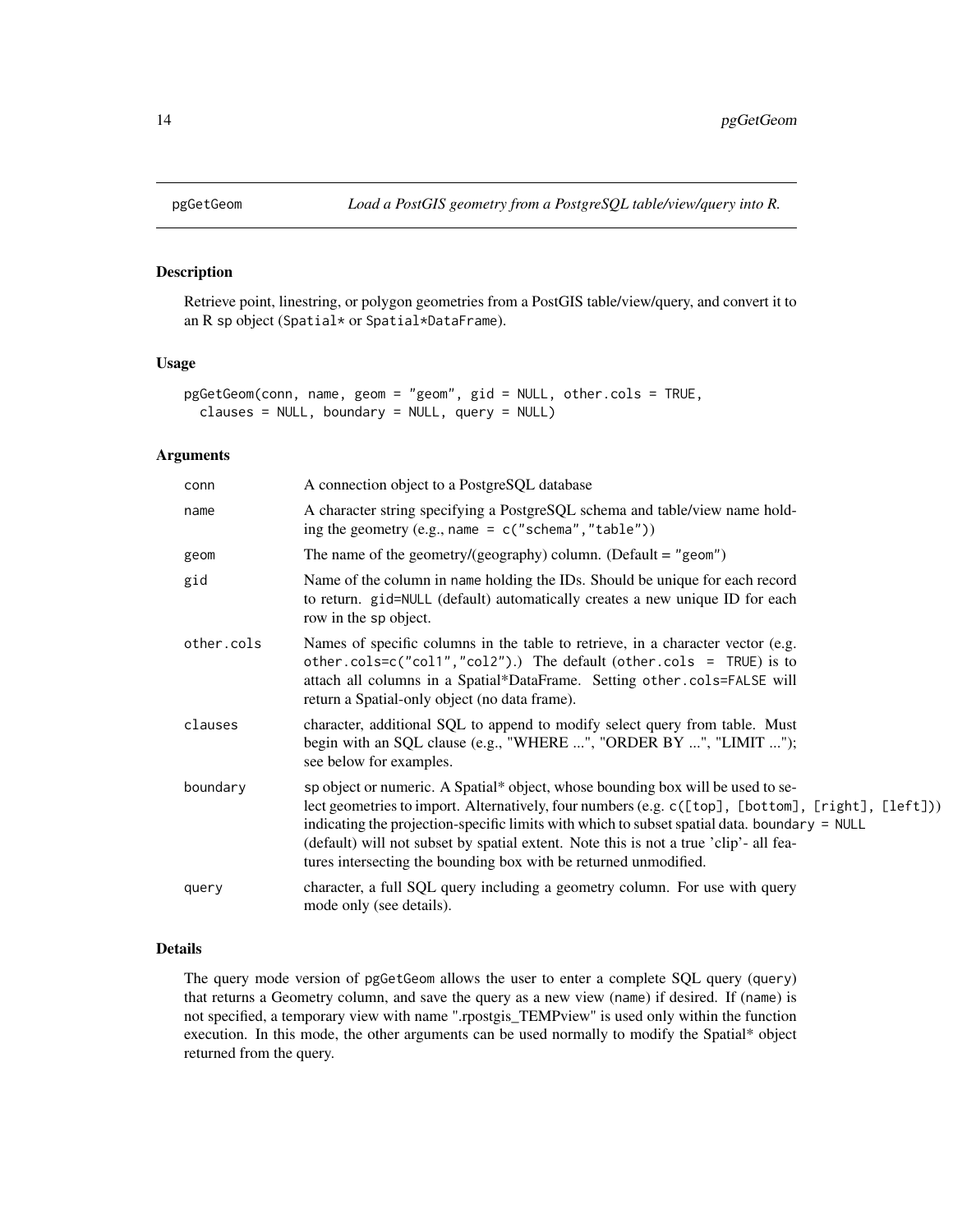# pgGetGeom

*Load a PostGIS geometry from a PostgreSQL table/view/query into R.*

## Description

Retrieve point, linestring, or polygon geometries from a PostGIS table/view/query, and convert it to an R sp object (Spatial* or Spatial*DataFrame).

## Usage

```
pgGetGeom(conn, name, geom = "geom", gid = NULL, other.cols = TRUE,
  clauses = NULL, boundary = NULL, query = NULL)
```

## Arguments

| | |
|---|---|
| conn | A connection object to a PostgreSQL database |
| name | A character string specifying a PostgreSQL schema and table/view name holding the geometry (e.g., `name = c("schema","table")`) |
| geom | The name of the geometry/(geography) column. (Default = `"geom"`) |
| gid | Name of the column in `name` holding the IDs. Should be unique for each record to return. `gid=NULL` (default) automatically creates a new unique ID for each row in the `sp` object. |
| other.cols | Names of specific columns in the table to retrieve, in a character vector (e.g. `other.cols=c("col1","col2")`.) The default (`other.cols = TRUE`) is to attach all columns in a Spatial*DataFrame. Setting `other.cols=FALSE` will return a Spatial-only object (no data frame). |
| clauses | character, additional SQL to append to modify select query from table. Must begin with an SQL clause (e.g., "WHERE ...", "ORDER BY ...", "LIMIT ..."); see below for examples. |
| boundary | `sp` object or numeric. A Spatial* object, whose bounding box will be used to select geometries to import. Alternatively, four numbers (e.g. `c([top], [bottom], [right], [left])`) indicating the projection-specific limits with which to subset spatial data. `boundary = NULL` (default) will not subset by spatial extent. Note this is not a true 'clip'- all features intersecting the bounding box with be returned unmodified. |
| query | character, a full SQL query including a geometry column. For use with query mode only (see details). |

## Details

The query mode version of `pgGetGeom` allows the user to enter a complete SQL query (`query`) that returns a Geometry column, and save the query as a new view (`name`) if desired. If (`name`) is not specified, a temporary view with name ".rpostgis_TEMPview" is used only within the function execution. In this mode, the other arguments can be used normally to modify the Spatial* object returned from the query.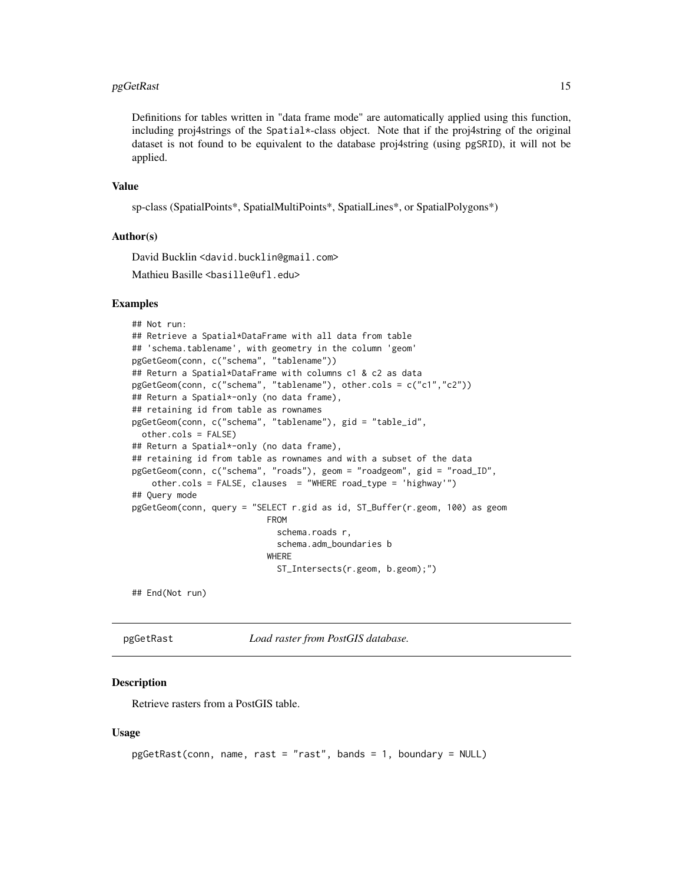Definitions for tables written in "data frame mode" are automatically applied using this function, including proj4strings of the Spatial*-class object. Note that if the proj4string of the original dataset is not found to be equivalent to the database proj4string (using pgSRID), it will not be applied.

### Value

sp-class (SpatialPoints*, SpatialMultiPoints*, SpatialLines*, or SpatialPolygons*)

### Author(s)

David Bucklin <david.bucklin@gmail.com>

Mathieu Basille <basille@ufl.edu>

### Examples

```
## Not run:
## Retrieve a Spatial*DataFrame with all data from table
## 'schema.tablename', with geometry in the column 'geom'
pgGetGeom(conn, c("schema", "tablename"))
## Return a Spatial*DataFrame with columns c1 & c2 as data
pgGetGeom(conn, c("schema", "tablename"), other.cols = c("c1","c2"))
## Return a Spatial*-only (no data frame),
## retaining id from table as rownames
pgGetGeom(conn, c("schema", "tablename"), gid = "table_id",
  other.cols = FALSE)
## Return a Spatial*-only (no data frame),
## retaining id from table as rownames and with a subset of the data
pgGetGeom(conn, c("schema", "roads"), geom = "roadgeom", gid = "road_ID",
    other.cols = FALSE, clauses  = "WHERE road_type = 'highway'")
## Query mode
pgGetGeom(conn, query = "SELECT r.gid as id, ST_Buffer(r.geom, 100) as geom
                           FROM
                             schema.roads r,
                             schema.adm_boundaries b
                           WHERE
                             ST_Intersects(r.geom, b.geom);")

## End(Not run)
```

---

## pgGetRast *Load raster from PostGIS database.*

---

### Description

Retrieve rasters from a PostGIS table.

### Usage

```
pgGetRast(conn, name, rast = "rast", bands = 1, boundary = NULL)
```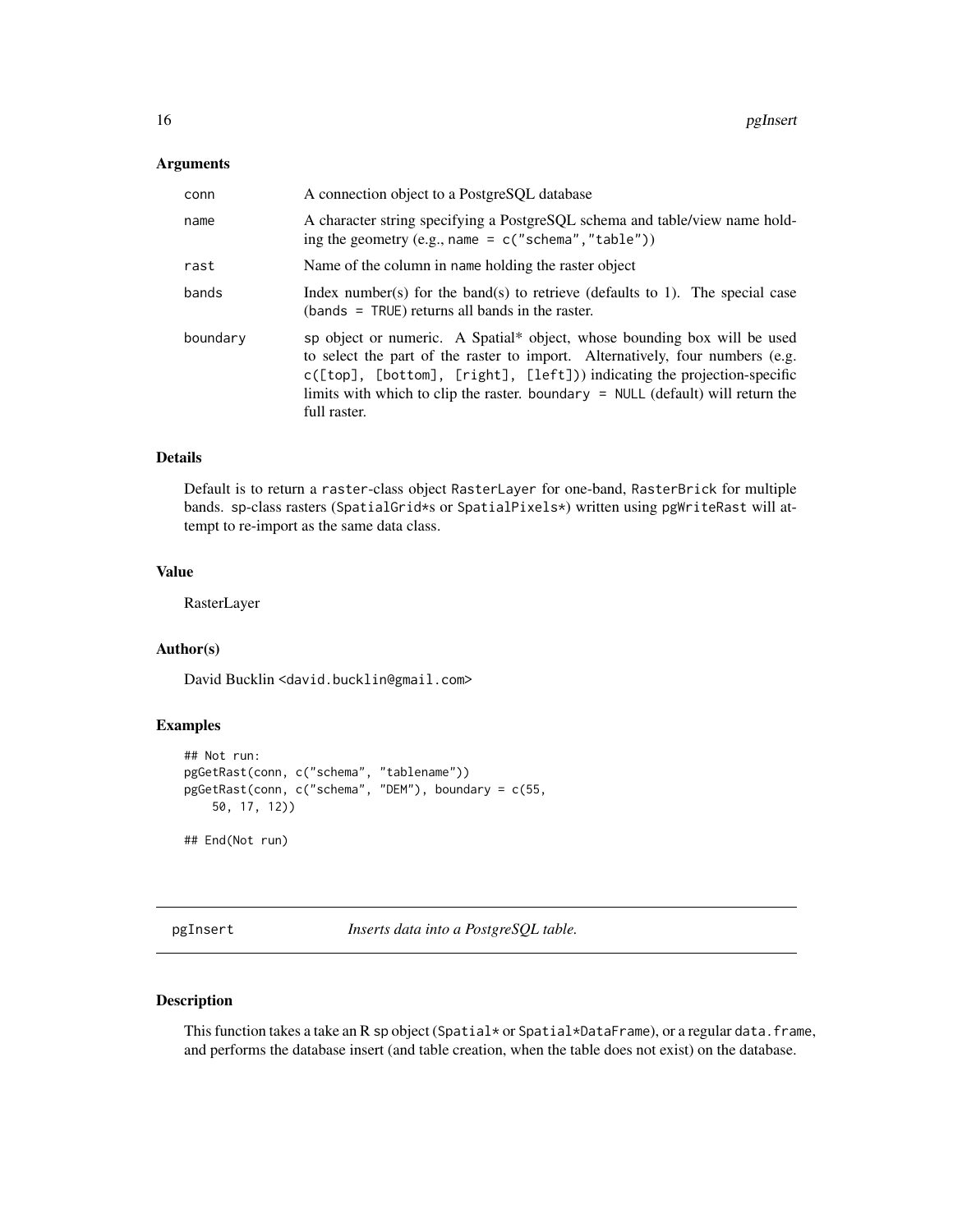### Arguments

| | |
|---|---|
| `conn` | A connection object to a PostgreSQL database |
| `name` | A character string specifying a PostgreSQL schema and table/view name holding the geometry (e.g., `name = c("schema","table")`) |
| `rast` | Name of the column in `name` holding the raster object |
| `bands` | Index number(s) for the band(s) to retrieve (defaults to 1). The special case (`bands = TRUE`) returns all bands in the raster. |
| `boundary` | `sp` object or numeric. A Spatial* object, whose bounding box will be used to select the part of the raster to import. Alternatively, four numbers (e.g. `c([top], [bottom], [right], [left])`) indicating the projection-specific limits with which to clip the raster. `boundary = NULL` (default) will return the full raster. |

### Details

Default is to return a `raster`-class object `RasterLayer` for one-band, `RasterBrick` for multiple bands. `sp`-class rasters (`SpatialGrid*`s or `SpatialPixels*`) written using `pgWriteRast` will attempt to re-import as the same data class.

### Value

RasterLayer

### Author(s)

David Bucklin <david.bucklin@gmail.com>

### Examples

```
## Not run:
pgGetRast(conn, c("schema", "tablename"))
pgGetRast(conn, c("schema", "DEM"), boundary = c(55,
    50, 17, 12))

## End(Not run)
```

## pgInsert — *Inserts data into a PostgreSQL table.*

### Description

This function takes a take an R sp object (`Spatial*` or `Spatial*DataFrame`), or a regular `data.frame`, and performs the database insert (and table creation, when the table does not exist) on the database.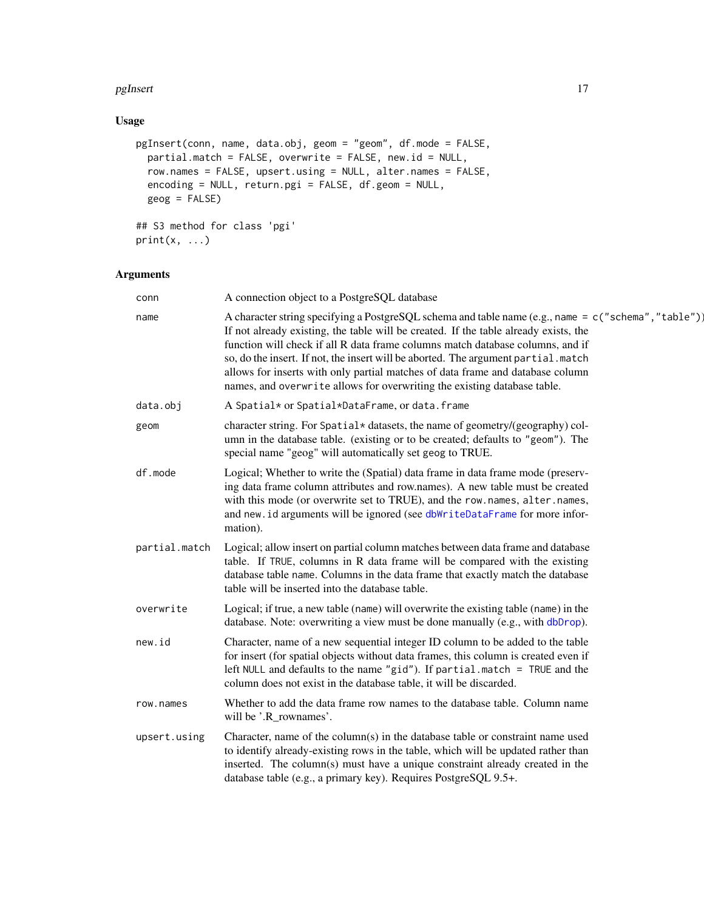## Usage

```
pgInsert(conn, name, data.obj, geom = "geom", df.mode = FALSE,
  partial.match = FALSE, overwrite = FALSE, new.id = NULL,
  row.names = FALSE, upsert.using = NULL, alter.names = FALSE,
  encoding = NULL, return.pgi = FALSE, df.geom = NULL,
  geog = FALSE)

## S3 method for class 'pgi'
print(x, ...)
```

## Arguments

| | |
|---|---|
| conn | A connection object to a PostgreSQL database |
| name | A character string specifying a PostgreSQL schema and table name (e.g., name = c("schema","table")). If not already existing, the table will be created. If the table already exists, the function will check if all R data frame columns match database columns, and if so, do the insert. If not, the insert will be aborted. The argument partial.match allows for inserts with only partial matches of data frame and database column names, and overwrite allows for overwriting the existing database table. |
| data.obj | A Spatial* or Spatial*DataFrame, or data.frame |
| geom | character string. For Spatial* datasets, the name of geometry/(geography) column in the database table. (existing or to be created; defaults to "geom"). The special name "geog" will automatically set geog to TRUE. |
| df.mode | Logical; Whether to write the (Spatial) data frame in data frame mode (preserving data frame column attributes and row.names). A new table must be created with this mode (or overwrite set to TRUE), and the row.names, alter.names, and new.id arguments will be ignored (see dbWriteDataFrame for more information). |
| partial.match | Logical; allow insert on partial column matches between data frame and database table. If TRUE, columns in R data frame will be compared with the existing database table name. Columns in the data frame that exactly match the database table will be inserted into the database table. |
| overwrite | Logical; if true, a new table (name) will overwrite the existing table (name) in the database. Note: overwriting a view must be done manually (e.g., with dbDrop). |
| new.id | Character, name of a new sequential integer ID column to be added to the table for insert (for spatial objects without data frames, this column is created even if left NULL and defaults to the name "gid"). If partial.match = TRUE and the column does not exist in the database table, it will be discarded. |
| row.names | Whether to add the data frame row names to the database table. Column name will be '.R_rownames'. |
| upsert.using | Character, name of the column(s) in the database table or constraint name used to identify already-existing rows in the table, which will be updated rather than inserted. The column(s) must have a unique constraint already created in the database table (e.g., a primary key). Requires PostgreSQL 9.5+. |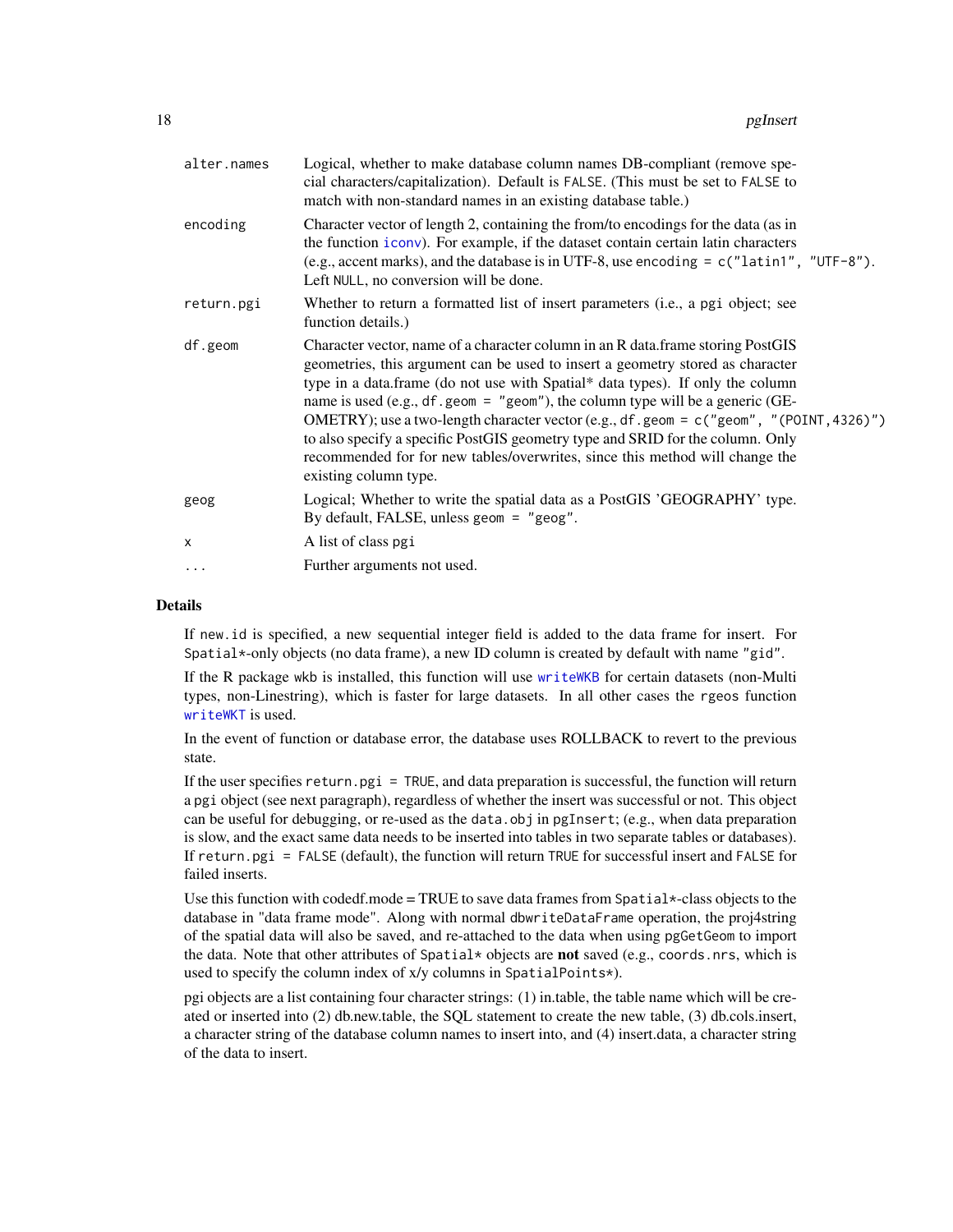| | |
|---|---|
| `alter.names` | Logical, whether to make database column names DB-compliant (remove special characters/capitalization). Default is `FALSE`. (This must be set to `FALSE` to match with non-standard names in an existing database table.) |
| `encoding` | Character vector of length 2, containing the from/to encodings for the data (as in the function `iconv`). For example, if the dataset contain certain latin characters (e.g., accent marks), and the database is in UTF-8, use `encoding = c("latin1", "UTF-8")`. Left `NULL`, no conversion will be done. |
| `return.pgi` | Whether to return a formatted list of insert parameters (i.e., a `pgi` object; see function details.) |
| `df.geom` | Character vector, name of a character column in an R data.frame storing PostGIS geometries, this argument can be used to insert a geometry stored as character type in a data.frame (do not use with Spatial* data types). If only the column name is used (e.g., `df.geom = "geom"`), the column type will be a generic (GEOMETRY); use a two-length character vector (e.g., `df.geom = c("geom", "(POINT,4326)")` to also specify a specific PostGIS geometry type and SRID for the column. Only recommended for for new tables/overwrites, since this method will change the existing column type. |
| `geog` | Logical; Whether to write the spatial data as a PostGIS 'GEOGRAPHY' type. By default, FALSE, unless `geom = "geog"`. |
| `x` | A list of class `pgi` |
| `...` | Further arguments not used. |

## Details

If `new.id` is specified, a new sequential integer field is added to the data frame for insert. For `Spatial*`-only objects (no data frame), a new ID column is created by default with name `"gid"`.

If the R package `wkb` is installed, this function will use `writeWKB` for certain datasets (non-Multi types, non-Linestring), which is faster for large datasets. In all other cases the `rgeos` function `writeWKT` is used.

In the event of function or database error, the database uses ROLLBACK to revert to the previous state.

If the user specifies `return.pgi = TRUE`, and data preparation is successful, the function will return a `pgi` object (see next paragraph), regardless of whether the insert was successful or not. This object can be useful for debugging, or re-used as the `data.obj` in `pgInsert`; (e.g., when data preparation is slow, and the exact same data needs to be inserted into tables in two separate tables or databases). If `return.pgi = FALSE` (default), the function will return `TRUE` for successful insert and `FALSE` for failed inserts.

Use this function with codedf.mode = TRUE to save data frames from `Spatial*`-class objects to the database in "data frame mode". Along with normal `dbwriteDataFrame` operation, the proj4string of the spatial data will also be saved, and re-attached to the data when using `pgGetGeom` to import the data. Note that other attributes of `Spatial*` objects are **not** saved (e.g., `coords.nrs`, which is used to specify the column index of x/y columns in `SpatialPoints*`).

pgi objects are a list containing four character strings: (1) in.table, the table name which will be created or inserted into (2) db.new.table, the SQL statement to create the new table, (3) db.cols.insert, a character string of the database column names to insert into, and (4) insert.data, a character string of the data to insert.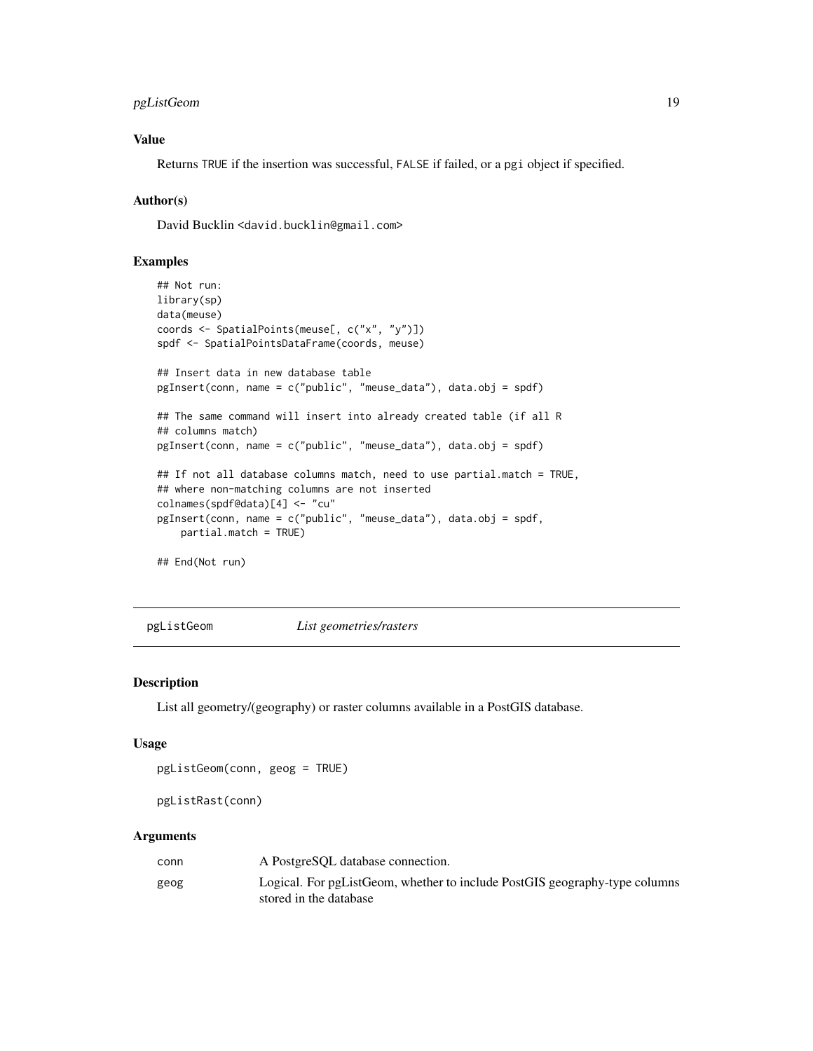### Value

Returns TRUE if the insertion was successful, FALSE if failed, or a pgi object if specified.

### Author(s)

David Bucklin <david.bucklin@gmail.com>

### Examples

```
## Not run:
library(sp)
data(meuse)
coords <- SpatialPoints(meuse[, c("x", "y")])
spdf <- SpatialPointsDataFrame(coords, meuse)

## Insert data in new database table
pgInsert(conn, name = c("public", "meuse_data"), data.obj = spdf)

## The same command will insert into already created table (if all R
## columns match)
pgInsert(conn, name = c("public", "meuse_data"), data.obj = spdf)

## If not all database columns match, need to use partial.match = TRUE,
## where non-matching columns are not inserted
colnames(spdf@data)[4] <- "cu"
pgInsert(conn, name = c("public", "meuse_data"), data.obj = spdf,
    partial.match = TRUE)

## End(Not run)
```

---

## pgListGeom *List geometries/rasters*

### Description

List all geometry/(geography) or raster columns available in a PostGIS database.

### Usage

```
pgListGeom(conn, geog = TRUE)

pgListRast(conn)
```

### Arguments

| | |
|---|---|
| conn | A PostgreSQL database connection. |
| geog | Logical. For pgListGeom, whether to include PostGIS geography-type columns stored in the database |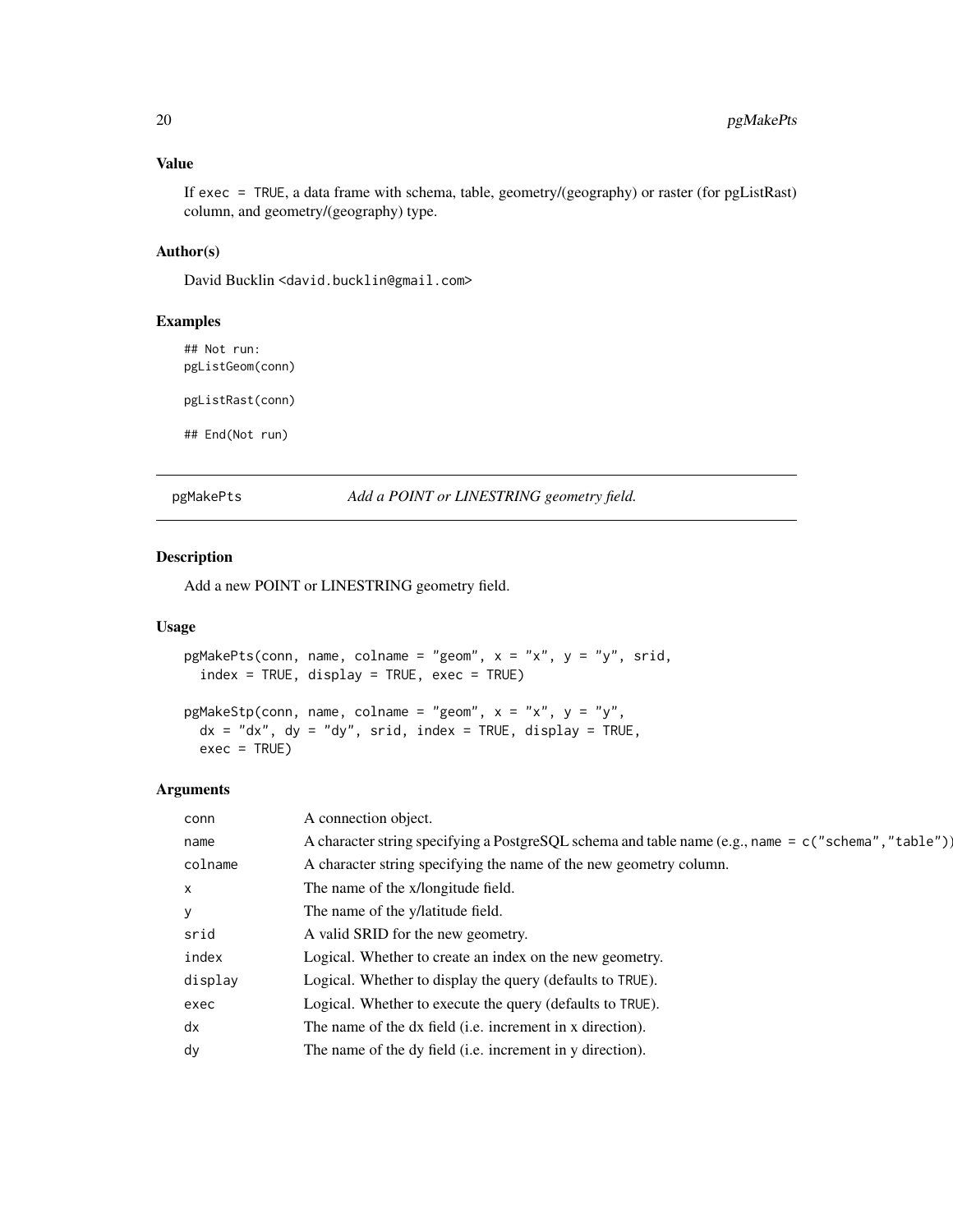### Value

If exec = TRUE, a data frame with schema, table, geometry/(geography) or raster (for pgListRast) column, and geometry/(geography) type.

### Author(s)

David Bucklin <david.bucklin@gmail.com>

### Examples

```
## Not run:
pgListGeom(conn)

pgListRast(conn)

## End(Not run)
```

---

## pgMakePts — *Add a POINT or LINESTRING geometry field.*

---

### Description

Add a new POINT or LINESTRING geometry field.

### Usage

```
pgMakePts(conn, name, colname = "geom", x = "x", y = "y", srid,
  index = TRUE, display = TRUE, exec = TRUE)

pgMakeStp(conn, name, colname = "geom", x = "x", y = "y",
  dx = "dx", dy = "dy", srid, index = TRUE, display = TRUE,
  exec = TRUE)
```

### Arguments

| | |
|---|---|
| conn | A connection object. |
| name | A character string specifying a PostgreSQL schema and table name (e.g., name = c("schema","table")) |
| colname | A character string specifying the name of the new geometry column. |
| x | The name of the x/longitude field. |
| y | The name of the y/latitude field. |
| srid | A valid SRID for the new geometry. |
| index | Logical. Whether to create an index on the new geometry. |
| display | Logical. Whether to display the query (defaults to TRUE). |
| exec | Logical. Whether to execute the query (defaults to TRUE). |
| dx | The name of the dx field (i.e. increment in x direction). |
| dy | The name of the dy field (i.e. increment in y direction). |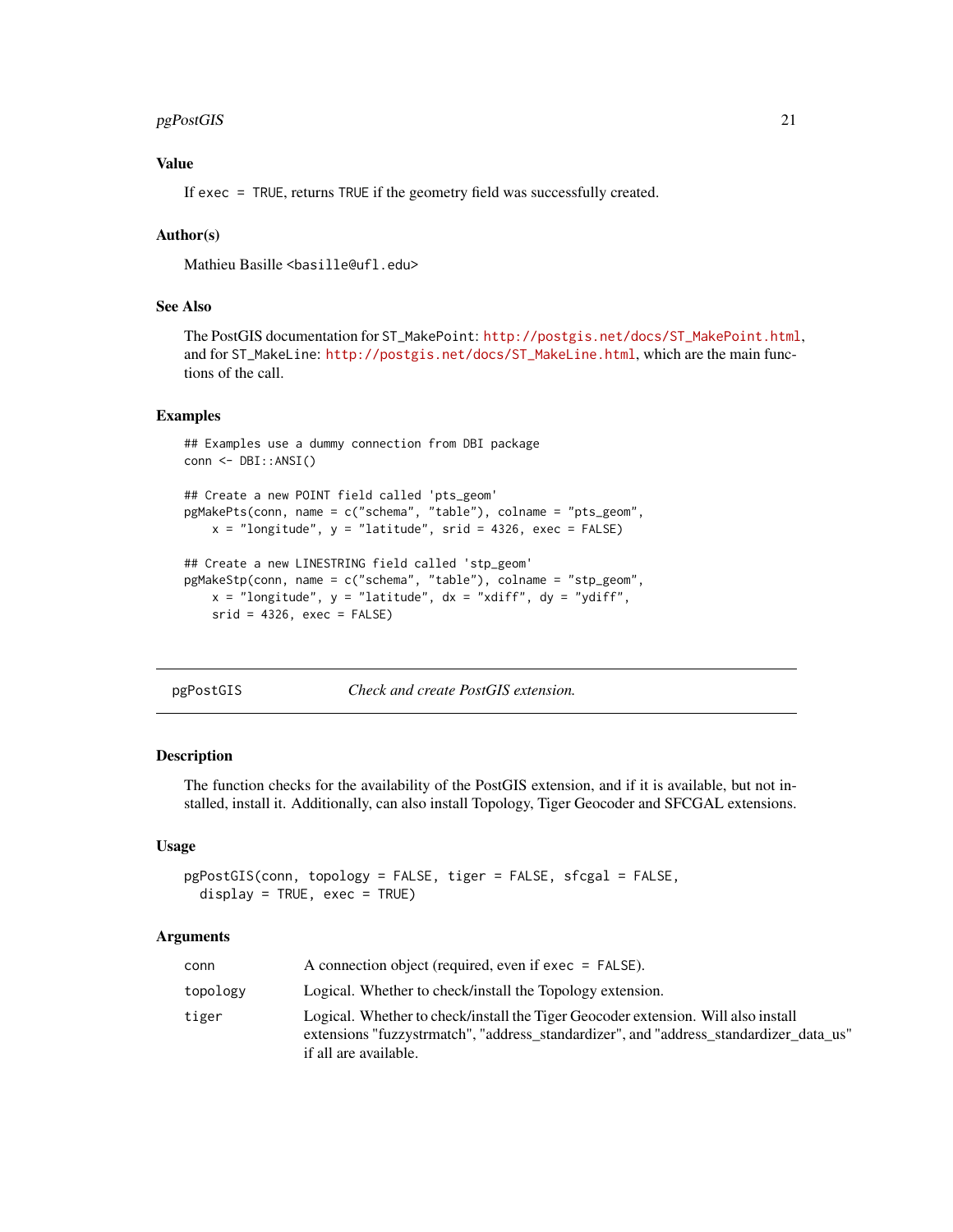### Value

If `exec = TRUE`, returns `TRUE` if the geometry field was successfully created.

### Author(s)

Mathieu Basille <basille@ufl.edu>

### See Also

The PostGIS documentation for `ST_MakePoint`: http://postgis.net/docs/ST_MakePoint.html, and for `ST_MakeLine`: http://postgis.net/docs/ST_MakeLine.html, which are the main functions of the call.

### Examples

```
## Examples use a dummy connection from DBI package
conn <- DBI::ANSI()

## Create a new POINT field called 'pts_geom'
pgMakePts(conn, name = c("schema", "table"), colname = "pts_geom",
    x = "longitude", y = "latitude", srid = 4326, exec = FALSE)

## Create a new LINESTRING field called 'stp_geom'
pgMakeStp(conn, name = c("schema", "table"), colname = "stp_geom",
    x = "longitude", y = "latitude", dx = "xdiff", dy = "ydiff",
    srid = 4326, exec = FALSE)
```

---

## pgPostGIS — *Check and create PostGIS extension.*

---

### Description

The function checks for the availability of the PostGIS extension, and if it is available, but not installed, install it. Additionally, can also install Topology, Tiger Geocoder and SFCGAL extensions.

### Usage

```
pgPostGIS(conn, topology = FALSE, tiger = FALSE, sfcgal = FALSE,
  display = TRUE, exec = TRUE)
```

### Arguments

| | |
|---|---|
| `conn` | A connection object (required, even if `exec = FALSE`). |
| `topology` | Logical. Whether to check/install the Topology extension. |
| `tiger` | Logical. Whether to check/install the Tiger Geocoder extension. Will also install extensions "fuzzystrmatch", "address_standardizer", and "address_standardizer_data_us" if all are available. |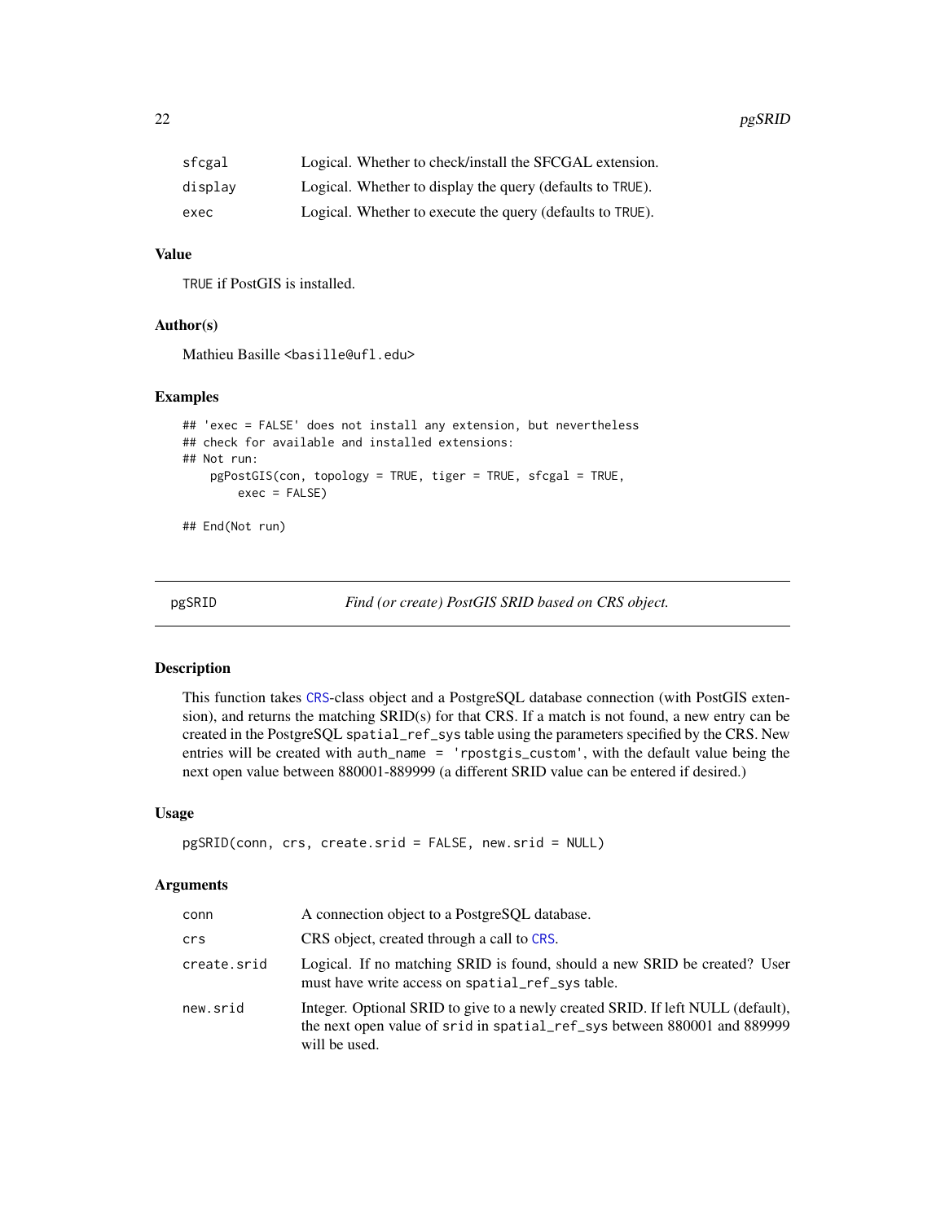| | |
|---|---|
| sfcgal | Logical. Whether to check/install the SFCGAL extension. |
| display | Logical. Whether to display the query (defaults to TRUE). |
| exec | Logical. Whether to execute the query (defaults to TRUE). |

### Value

TRUE if PostGIS is installed.

### Author(s)

Mathieu Basille <basille@ufl.edu>

### Examples

```
## 'exec = FALSE' does not install any extension, but nevertheless
## check for available and installed extensions:
## Not run:
    pgPostGIS(con, topology = TRUE, tiger = TRUE, sfcgal = TRUE,
        exec = FALSE)

## End(Not run)
```

## pgSRID — *Find (or create) PostGIS SRID based on CRS object.*

### Description

This function takes CRS-class object and a PostgreSQL database connection (with PostGIS extension), and returns the matching SRID(s) for that CRS. If a match is not found, a new entry can be created in the PostgreSQL spatial_ref_sys table using the parameters specified by the CRS. New entries will be created with auth_name = 'rpostgis_custom', with the default value being the next open value between 880001-889999 (a different SRID value can be entered if desired.)

### Usage

```
pgSRID(conn, crs, create.srid = FALSE, new.srid = NULL)
```

### Arguments

| | |
|---|---|
| conn | A connection object to a PostgreSQL database. |
| crs | CRS object, created through a call to CRS. |
| create.srid | Logical. If no matching SRID is found, should a new SRID be created? User must have write access on spatial_ref_sys table. |
| new.srid | Integer. Optional SRID to give to a newly created SRID. If left NULL (default), the next open value of srid in spatial_ref_sys between 880001 and 889999 will be used. |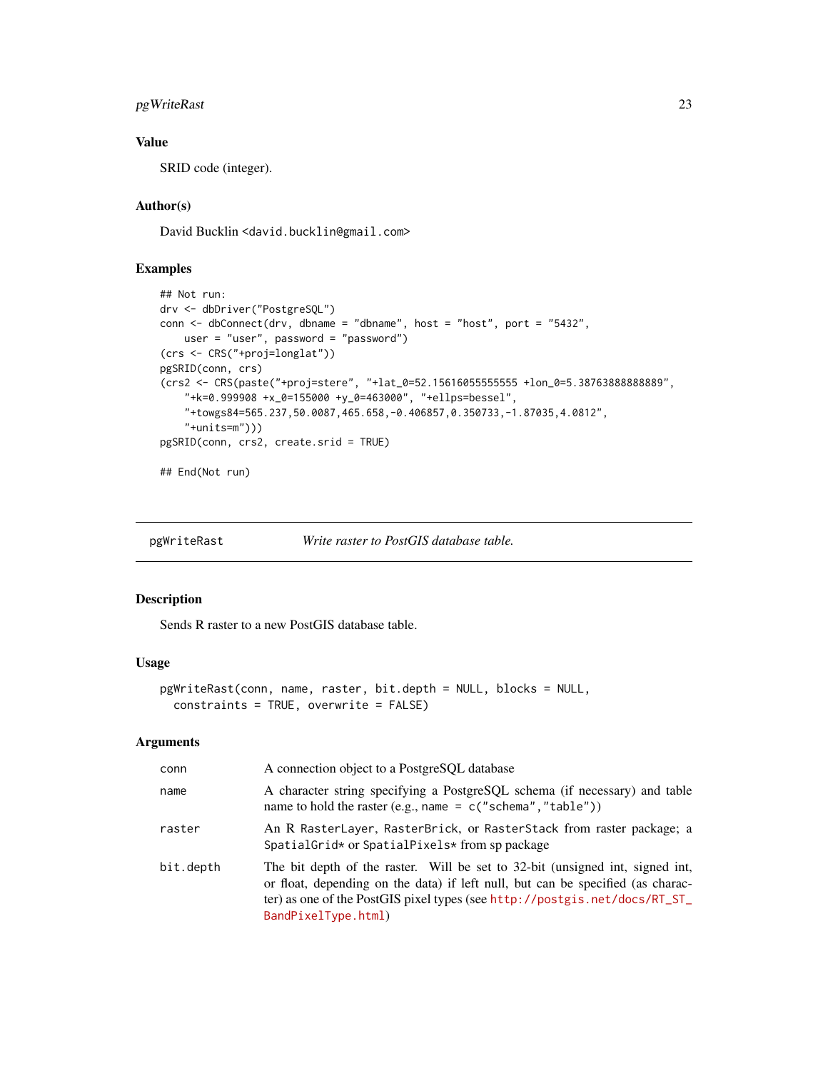## Value

SRID code (integer).

## Author(s)

David Bucklin <david.bucklin@gmail.com>

## Examples

```
## Not run:
drv <- dbDriver("PostgreSQL")
conn <- dbConnect(drv, dbname = "dbname", host = "host", port = "5432",
    user = "user", password = "password")
(crs <- CRS("+proj=longlat"))
pgSRID(conn, crs)
(crs2 <- CRS(paste("+proj=stere", "+lat_0=52.15616055555555 +lon_0=5.38763888888889",
    "+k=0.999908 +x_0=155000 +y_0=463000", "+ellps=bessel",
    "+towgs84=565.237,50.0087,465.658,-0.406857,0.350733,-1.87035,4.0812",
    "+units=m")))
pgSRID(conn, crs2, create.srid = TRUE)

## End(Not run)
```

---

# pgWriteRast    *Write raster to PostGIS database table.*

---

## Description

Sends R raster to a new PostGIS database table.

## Usage

```
pgWriteRast(conn, name, raster, bit.depth = NULL, blocks = NULL,
  constraints = TRUE, overwrite = FALSE)
```

## Arguments

| | |
|---|---|
| conn | A connection object to a PostgreSQL database |
| name | A character string specifying a PostgreSQL schema (if necessary) and table name to hold the raster (e.g., name = c("schema","table")) |
| raster | An R RasterLayer, RasterBrick, or RasterStack from raster package; a SpatialGrid* or SpatialPixels* from sp package |
| bit.depth | The bit depth of the raster. Will be set to 32-bit (unsigned int, signed int, or float, depending on the data) if left null, but can be specified (as character) as one of the PostGIS pixel types (see http://postgis.net/docs/RT_ST_BandPixelType.html) |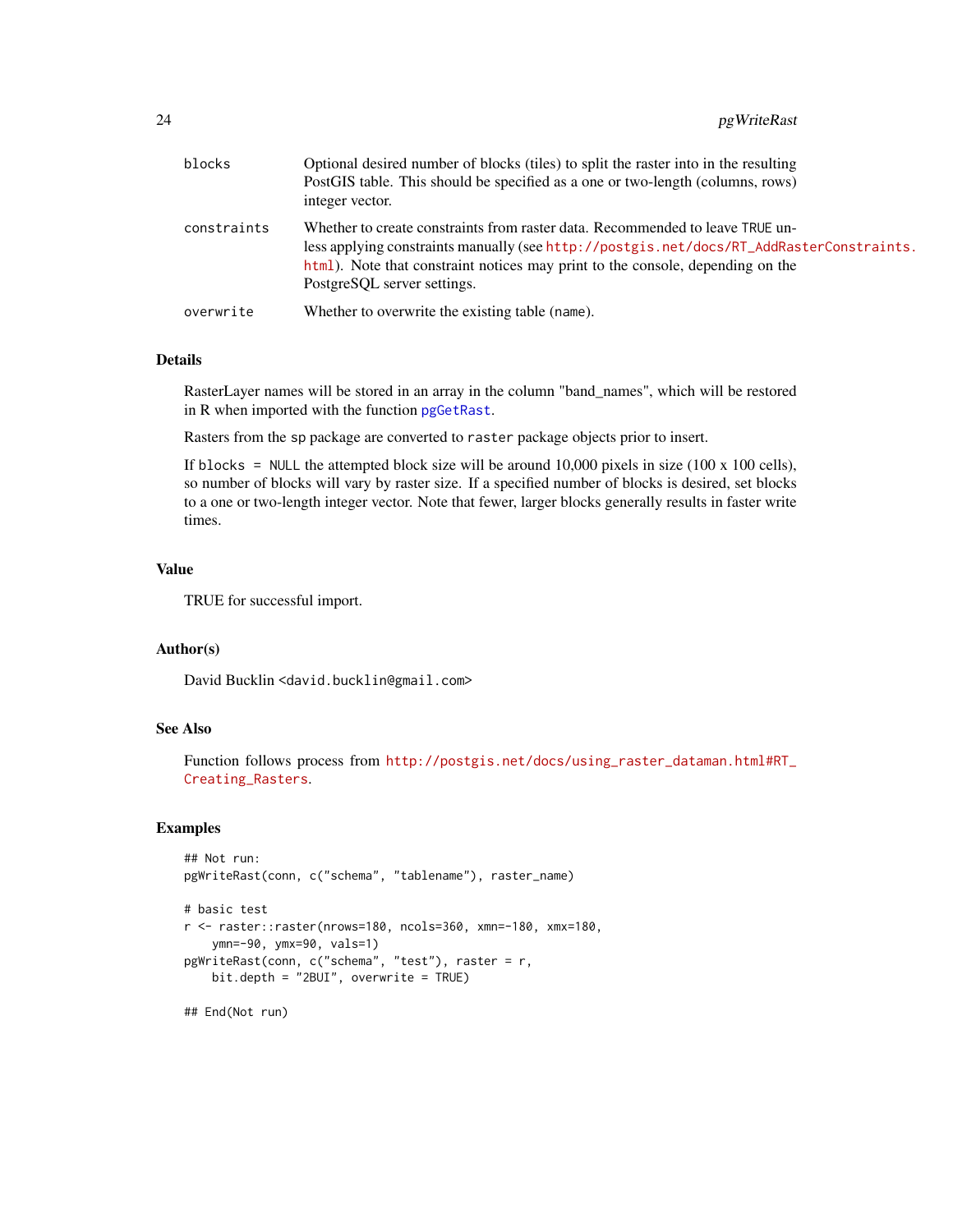| | |
|---|---|
| blocks | Optional desired number of blocks (tiles) to split the raster into in the resulting PostGIS table. This should be specified as a one or two-length (columns, rows) integer vector. |
| constraints | Whether to create constraints from raster data. Recommended to leave TRUE unless applying constraints manually (see http://postgis.net/docs/RT_AddRasterConstraints.html). Note that constraint notices may print to the console, depending on the PostgreSQL server settings. |
| overwrite | Whether to overwrite the existing table (name). |

## Details

RasterLayer names will be stored in an array in the column "band_names", which will be restored in R when imported with the function pgGetRast.

Rasters from the sp package are converted to raster package objects prior to insert.

If blocks = NULL the attempted block size will be around 10,000 pixels in size (100 x 100 cells), so number of blocks will vary by raster size. If a specified number of blocks is desired, set blocks to a one or two-length integer vector. Note that fewer, larger blocks generally results in faster write times.

## Value

TRUE for successful import.

## Author(s)

David Bucklin <david.bucklin@gmail.com>

## See Also

Function follows process from http://postgis.net/docs/using_raster_dataman.html#RT_Creating_Rasters.

## Examples

```
## Not run:
pgWriteRast(conn, c("schema", "tablename"), raster_name)

# basic test
r <- raster::raster(nrows=180, ncols=360, xmn=-180, xmx=180,
    ymn=-90, ymx=90, vals=1)
pgWriteRast(conn, c("schema", "test"), raster = r,
    bit.depth = "2BUI", overwrite = TRUE)

## End(Not run)
```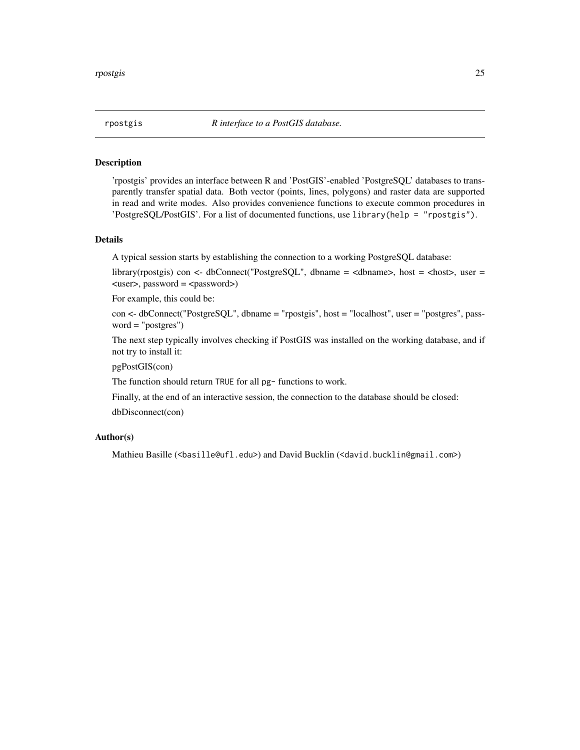rpostgis *R interface to a PostGIS database.*

### Description

'rpostgis' provides an interface between R and 'PostGIS'-enabled 'PostgreSQL' databases to transparently transfer spatial data. Both vector (points, lines, polygons) and raster data are supported in read and write modes. Also provides convenience functions to execute common procedures in 'PostgreSQL/PostGIS'. For a list of documented functions, use `library(help = "rpostgis")`.

### Details

A typical session starts by establishing the connection to a working PostgreSQL database:

library(rpostgis) con <- dbConnect("PostgreSQL", dbname = <dbname>, host = <host>, user = <user>, password = <password>)

For example, this could be:

con <- dbConnect("PostgreSQL", dbname = "rpostgis", host = "localhost", user = "postgres", password = "postgres")

The next step typically involves checking if PostGIS was installed on the working database, and if not try to install it:

pgPostGIS(con)

The function should return `TRUE` for all `pg-` functions to work.

Finally, at the end of an interactive session, the connection to the database should be closed:

dbDisconnect(con)

### Author(s)

Mathieu Basille (<basille@ufl.edu>) and David Bucklin (<david.bucklin@gmail.com>)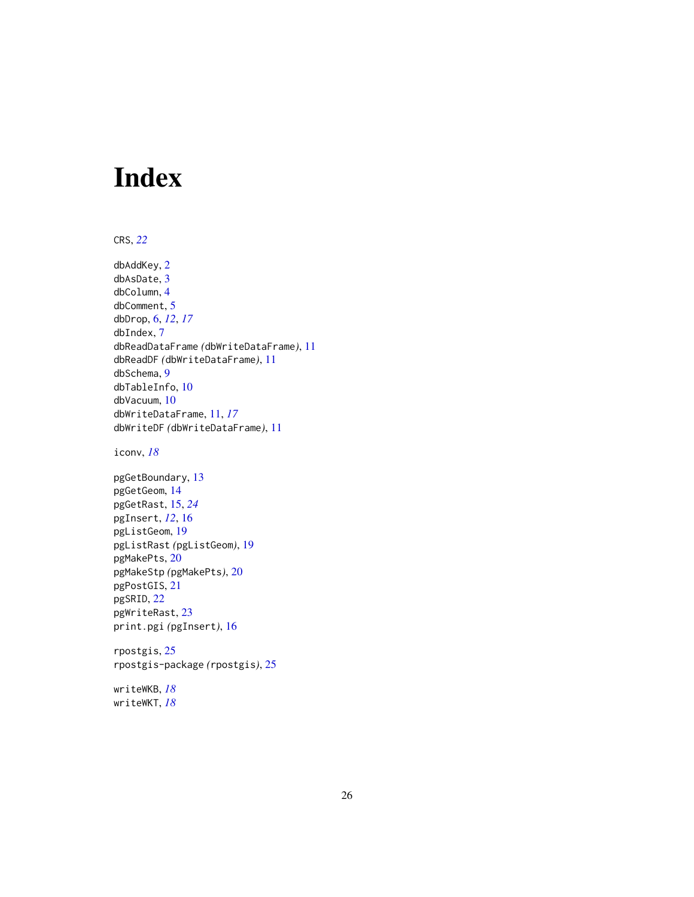# Index

CRS, *22*

dbAddKey, 2
dbAsDate, 3
dbColumn, 4
dbComment, 5
dbDrop, 6, *12*, *17*
dbIndex, 7
dbReadDataFrame *(*dbWriteDataFrame*)*, 11
dbReadDF *(*dbWriteDataFrame*)*, 11
dbSchema, 9
dbTableInfo, 10
dbVacuum, 10
dbWriteDataFrame, 11, *17*
dbWriteDF *(*dbWriteDataFrame*)*, 11

iconv, *18*

pgGetBoundary, 13
pgGetGeom, 14
pgGetRast, 15, *24*
pgInsert, *12*, 16
pgListGeom, 19
pgListRast *(*pgListGeom*)*, 19
pgMakePts, 20
pgMakeStp *(*pgMakePts*)*, 20
pgPostGIS, 21
pgSRID, 22
pgWriteRast, 23
print.pgi *(*pgInsert*)*, 16

rpostgis, 25
rpostgis-package *(*rpostgis*)*, 25

writeWKB, *18*
writeWKT, *18*